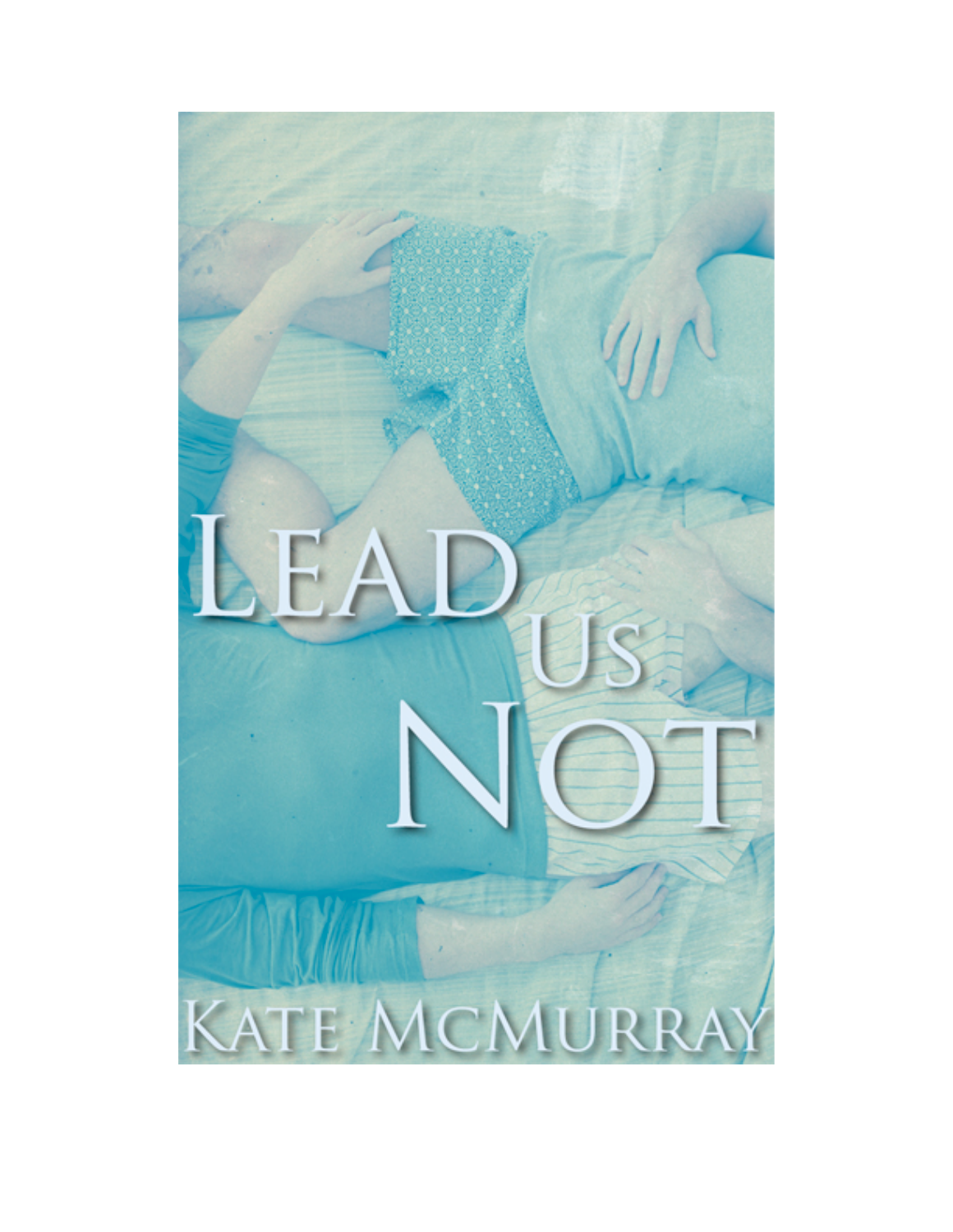# Lead Us Not

Kate McMurray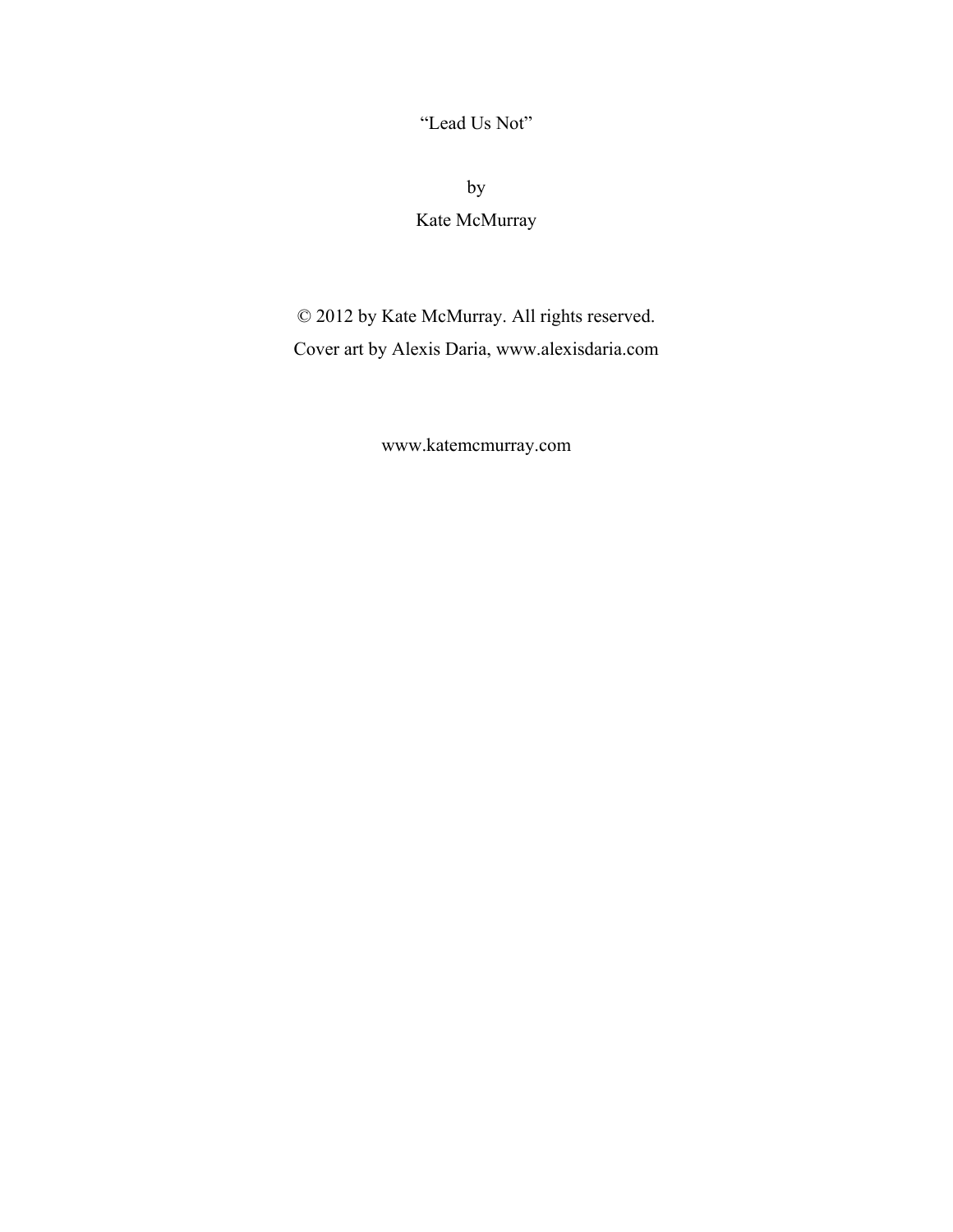“Lead Us Not”

by

Kate McMurray

© 2012 by Kate McMurray. All rights reserved.

Cover art by Alexis Daria, www.alexisdaria.com

www.katemcmurray.com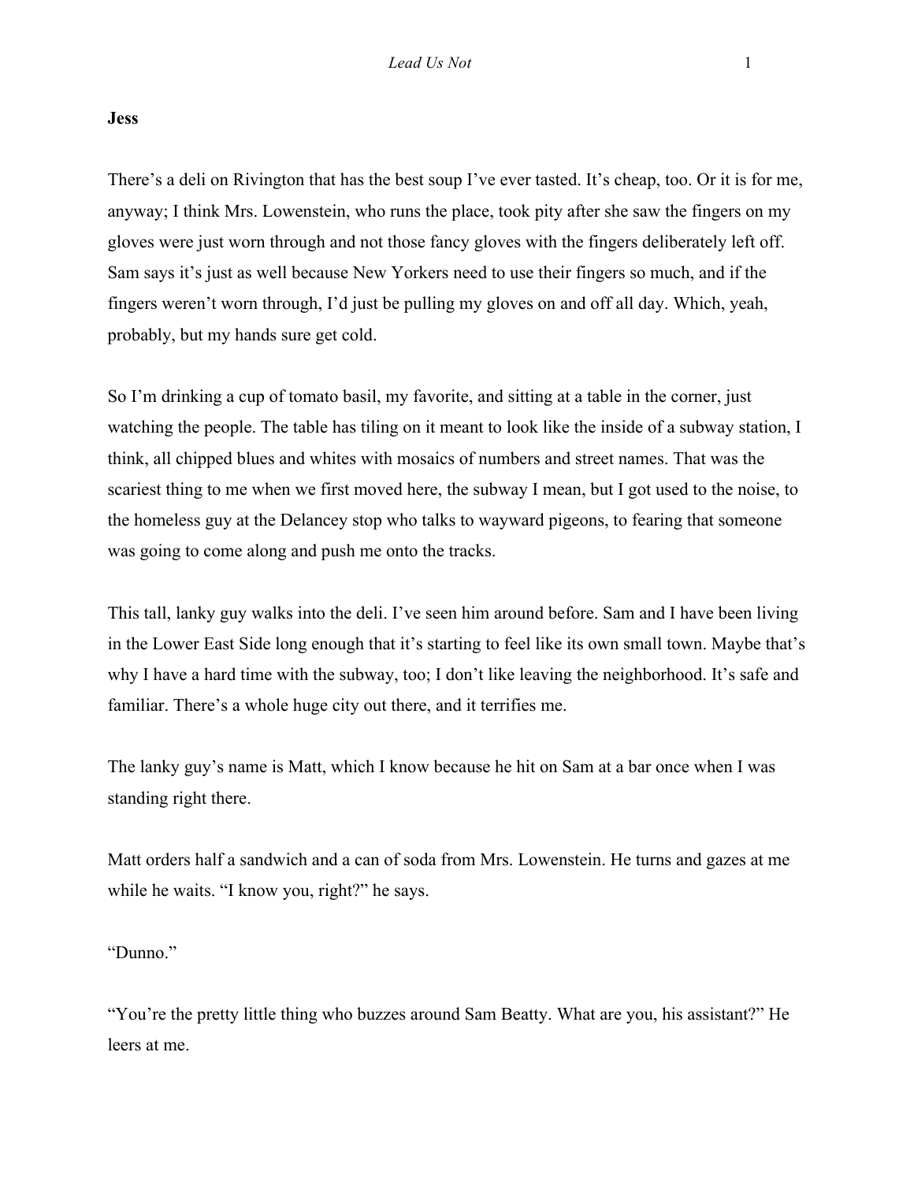**Jess**

There's a deli on Rivington that has the best soup I've ever tasted. It's cheap, too. Or it is for me, anyway; I think Mrs. Lowenstein, who runs the place, took pity after she saw the fingers on my gloves were just worn through and not those fancy gloves with the fingers deliberately left off. Sam says it's just as well because New Yorkers need to use their fingers so much, and if the fingers weren't worn through, I'd just be pulling my gloves on and off all day. Which, yeah, probably, but my hands sure get cold.

So I'm drinking a cup of tomato basil, my favorite, and sitting at a table in the corner, just watching the people. The table has tiling on it meant to look like the inside of a subway station, I think, all chipped blues and whites with mosaics of numbers and street names. That was the scariest thing to me when we first moved here, the subway I mean, but I got used to the noise, to the homeless guy at the Delancey stop who talks to wayward pigeons, to fearing that someone was going to come along and push me onto the tracks.

This tall, lanky guy walks into the deli. I've seen him around before. Sam and I have been living in the Lower East Side long enough that it's starting to feel like its own small town. Maybe that's why I have a hard time with the subway, too; I don't like leaving the neighborhood. It's safe and familiar. There's a whole huge city out there, and it terrifies me.

The lanky guy's name is Matt, which I know because he hit on Sam at a bar once when I was standing right there.

Matt orders half a sandwich and a can of soda from Mrs. Lowenstein. He turns and gazes at me while he waits. "I know you, right?" he says.

"Dunno."

"You're the pretty little thing who buzzes around Sam Beatty. What are you, his assistant?" He leers at me.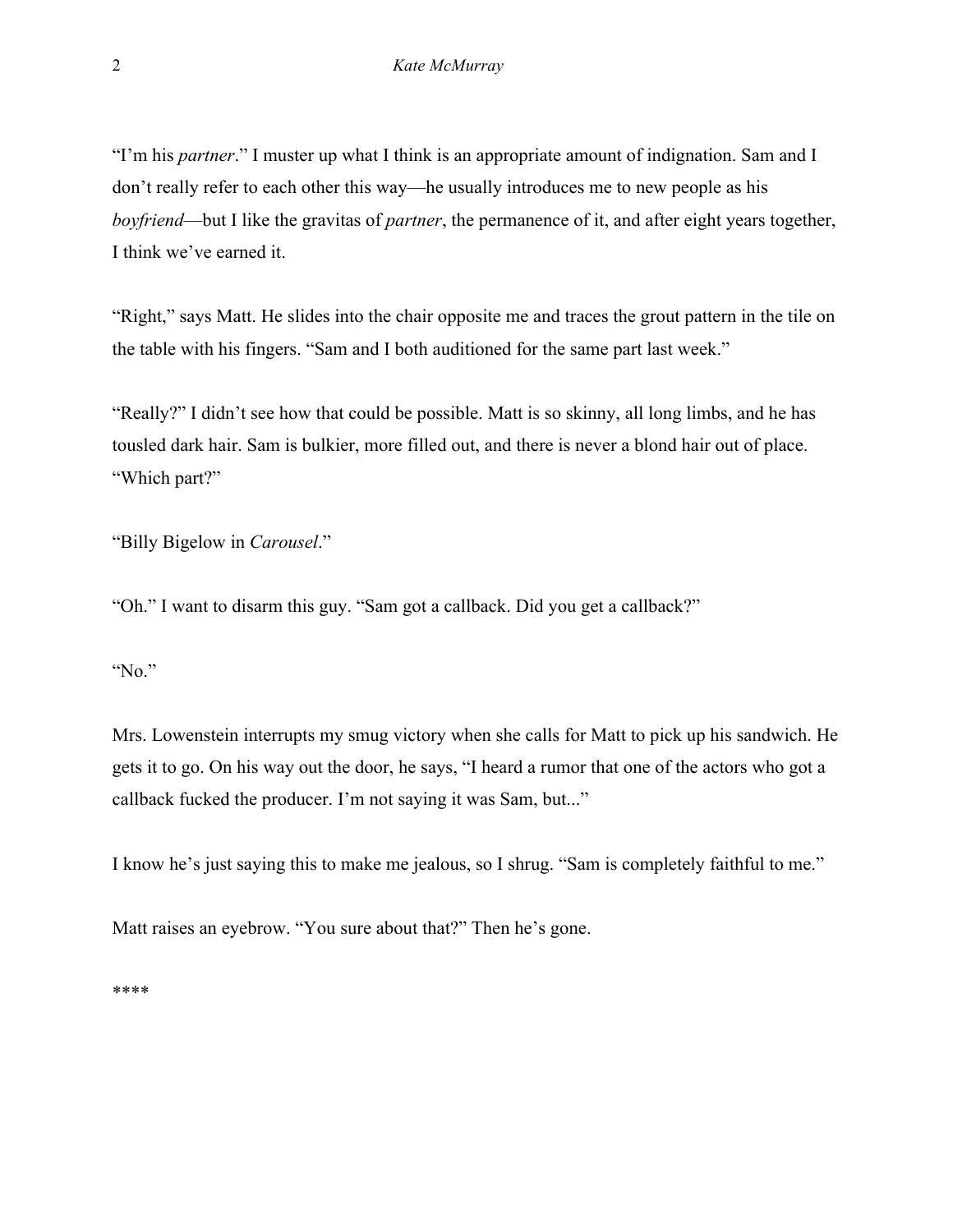"I'm his *partner*." I muster up what I think is an appropriate amount of indignation. Sam and I don't really refer to each other this way—he usually introduces me to new people as his *boyfriend*—but I like the gravitas of *partner*, the permanence of it, and after eight years together, I think we've earned it.

"Right," says Matt. He slides into the chair opposite me and traces the grout pattern in the tile on the table with his fingers. "Sam and I both auditioned for the same part last week."

"Really?" I didn't see how that could be possible. Matt is so skinny, all long limbs, and he has tousled dark hair. Sam is bulkier, more filled out, and there is never a blond hair out of place. "Which part?"

"Billy Bigelow in *Carousel*."

"Oh." I want to disarm this guy. "Sam got a callback. Did you get a callback?"

"No."

Mrs. Lowenstein interrupts my smug victory when she calls for Matt to pick up his sandwich. He gets it to go. On his way out the door, he says, "I heard a rumor that one of the actors who got a callback fucked the producer. I'm not saying it was Sam, but..."

I know he's just saying this to make me jealous, so I shrug. "Sam is completely faithful to me."

Matt raises an eyebrow. "You sure about that?" Then he's gone.

****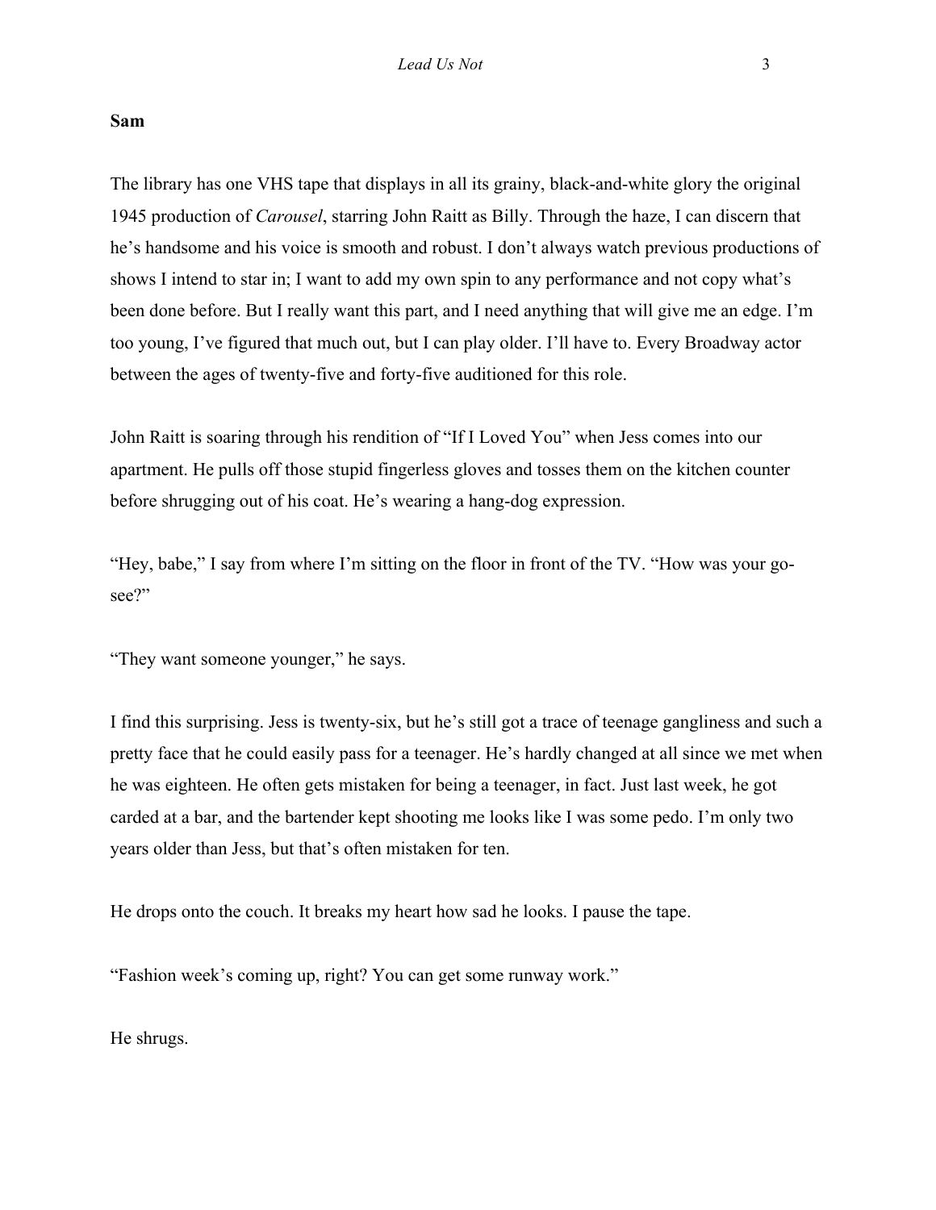**Sam**

The library has one VHS tape that displays in all its grainy, black-and-white glory the original 1945 production of *Carousel*, starring John Raitt as Billy. Through the haze, I can discern that he's handsome and his voice is smooth and robust. I don't always watch previous productions of shows I intend to star in; I want to add my own spin to any performance and not copy what's been done before. But I really want this part, and I need anything that will give me an edge. I'm too young, I've figured that much out, but I can play older. I'll have to. Every Broadway actor between the ages of twenty-five and forty-five auditioned for this role.

John Raitt is soaring through his rendition of "If I Loved You" when Jess comes into our apartment. He pulls off those stupid fingerless gloves and tosses them on the kitchen counter before shrugging out of his coat. He's wearing a hang-dog expression.

"Hey, babe," I say from where I'm sitting on the floor in front of the TV. "How was your go-see?"

"They want someone younger," he says.

I find this surprising. Jess is twenty-six, but he's still got a trace of teenage gangliness and such a pretty face that he could easily pass for a teenager. He's hardly changed at all since we met when he was eighteen. He often gets mistaken for being a teenager, in fact. Just last week, he got carded at a bar, and the bartender kept shooting me looks like I was some pedo. I'm only two years older than Jess, but that's often mistaken for ten.

He drops onto the couch. It breaks my heart how sad he looks. I pause the tape.

"Fashion week's coming up, right? You can get some runway work."

He shrugs.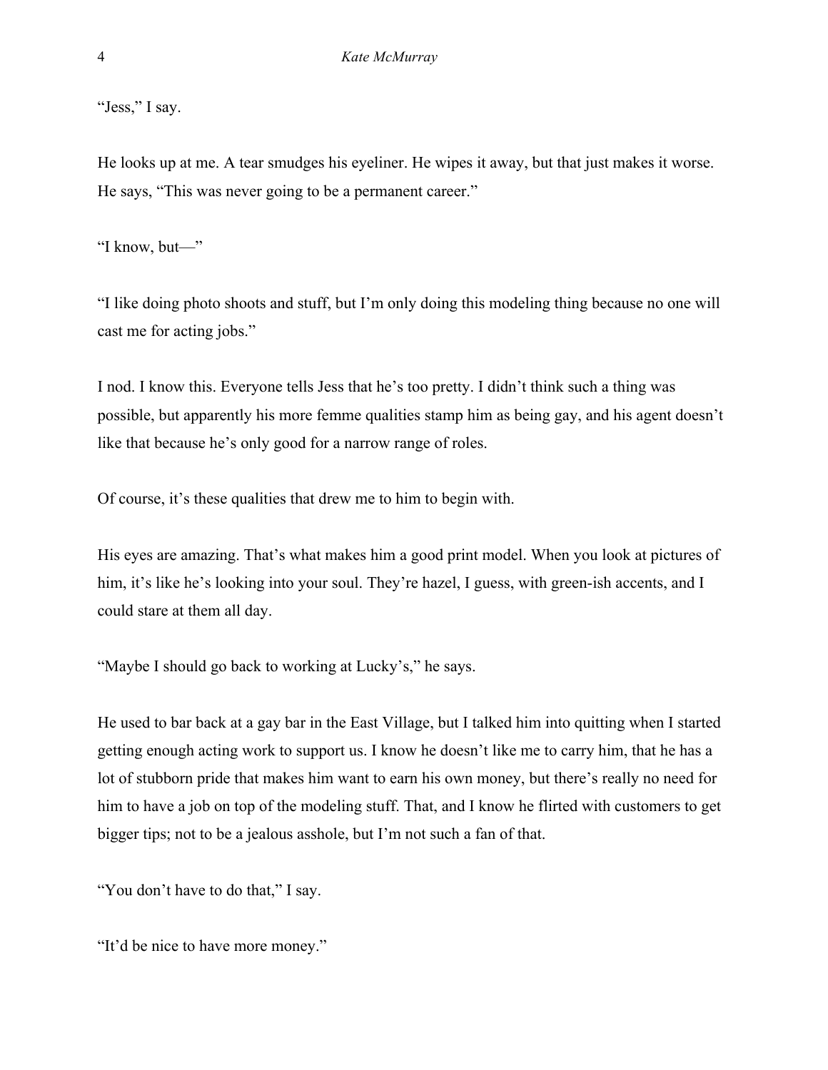"Jess," I say.

He looks up at me. A tear smudges his eyeliner. He wipes it away, but that just makes it worse. He says, "This was never going to be a permanent career."

"I know, but—"

"I like doing photo shoots and stuff, but I'm only doing this modeling thing because no one will cast me for acting jobs."

I nod. I know this. Everyone tells Jess that he's too pretty. I didn't think such a thing was possible, but apparently his more femme qualities stamp him as being gay, and his agent doesn't like that because he's only good for a narrow range of roles.

Of course, it's these qualities that drew me to him to begin with.

His eyes are amazing. That's what makes him a good print model. When you look at pictures of him, it's like he's looking into your soul. They're hazel, I guess, with green-ish accents, and I could stare at them all day.

"Maybe I should go back to working at Lucky's," he says.

He used to bar back at a gay bar in the East Village, but I talked him into quitting when I started getting enough acting work to support us. I know he doesn't like me to carry him, that he has a lot of stubborn pride that makes him want to earn his own money, but there's really no need for him to have a job on top of the modeling stuff. That, and I know he flirted with customers to get bigger tips; not to be a jealous asshole, but I'm not such a fan of that.

"You don't have to do that," I say.

"It'd be nice to have more money."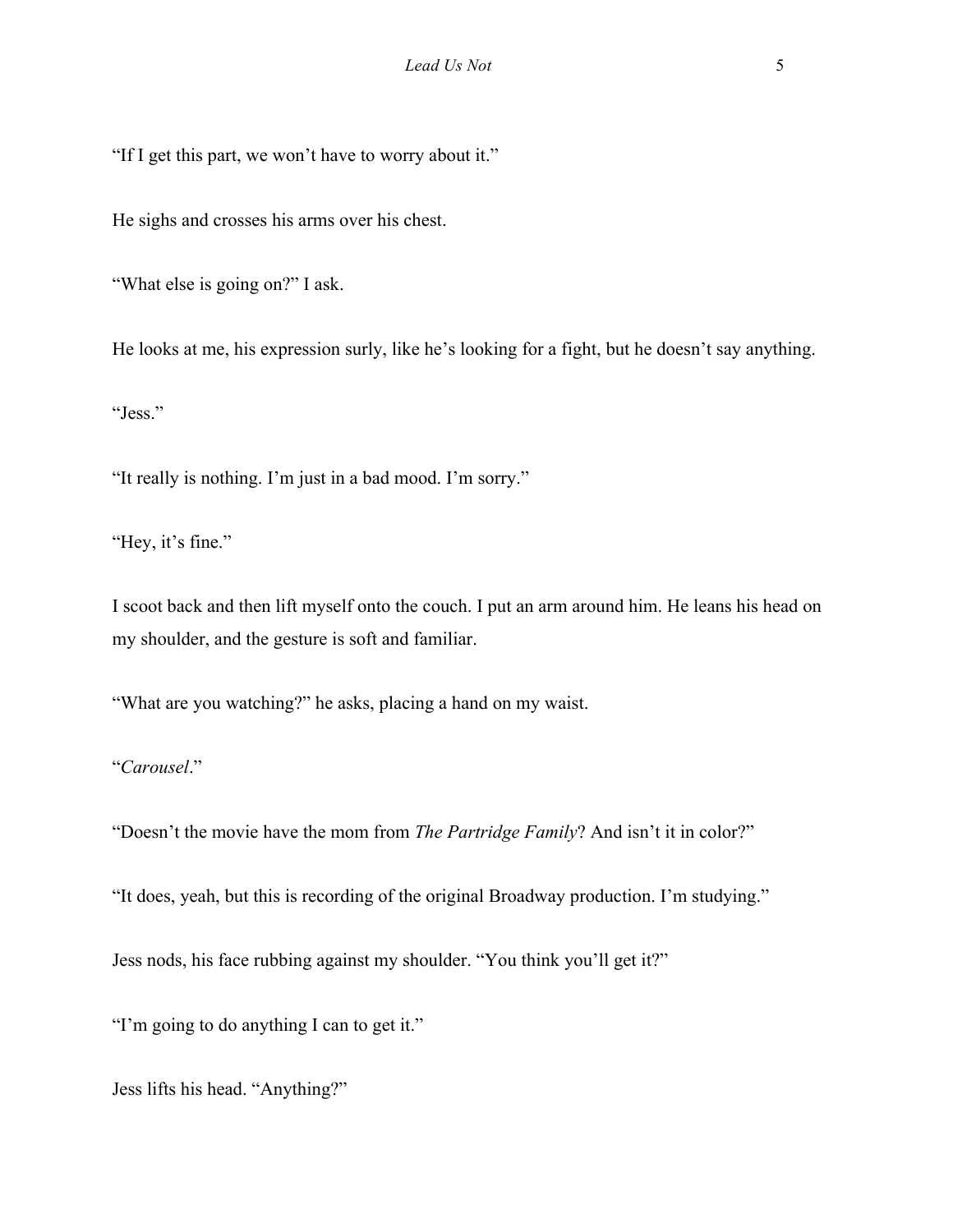"If I get this part, we won't have to worry about it."

He sighs and crosses his arms over his chest.

"What else is going on?" I ask.

He looks at me, his expression surly, like he's looking for a fight, but he doesn't say anything.

"Jess."

"It really is nothing. I'm just in a bad mood. I'm sorry."

"Hey, it's fine."

I scoot back and then lift myself onto the couch. I put an arm around him. He leans his head on my shoulder, and the gesture is soft and familiar.

"What are you watching?" he asks, placing a hand on my waist.

"*Carousel*."

"Doesn't the movie have the mom from *The Partridge Family*? And isn't it in color?"

"It does, yeah, but this is recording of the original Broadway production. I'm studying."

Jess nods, his face rubbing against my shoulder. "You think you'll get it?"

"I'm going to do anything I can to get it."

Jess lifts his head. "Anything?"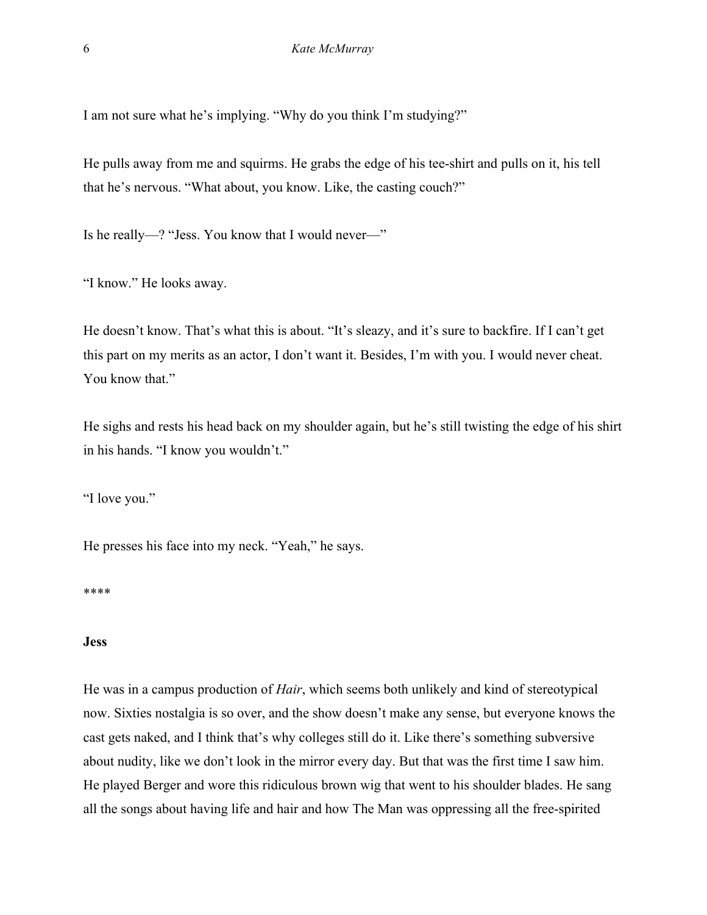I am not sure what he's implying. "Why do you think I'm studying?"

He pulls away from me and squirms. He grabs the edge of his tee-shirt and pulls on it, his tell that he's nervous. "What about, you know. Like, the casting couch?"

Is he really—? "Jess. You know that I would never—"

"I know." He looks away.

He doesn't know. That's what this is about. "It's sleazy, and it's sure to backfire. If I can't get this part on my merits as an actor, I don't want it. Besides, I'm with you. I would never cheat. You know that."

He sighs and rests his head back on my shoulder again, but he's still twisting the edge of his shirt in his hands. "I know you wouldn't."

"I love you."

He presses his face into my neck. "Yeah," he says.

****

**Jess**

He was in a campus production of *Hair*, which seems both unlikely and kind of stereotypical now. Sixties nostalgia is so over, and the show doesn't make any sense, but everyone knows the cast gets naked, and I think that's why colleges still do it. Like there's something subversive about nudity, like we don't look in the mirror every day. But that was the first time I saw him. He played Berger and wore this ridiculous brown wig that went to his shoulder blades. He sang all the songs about having life and hair and how The Man was oppressing all the free-spirited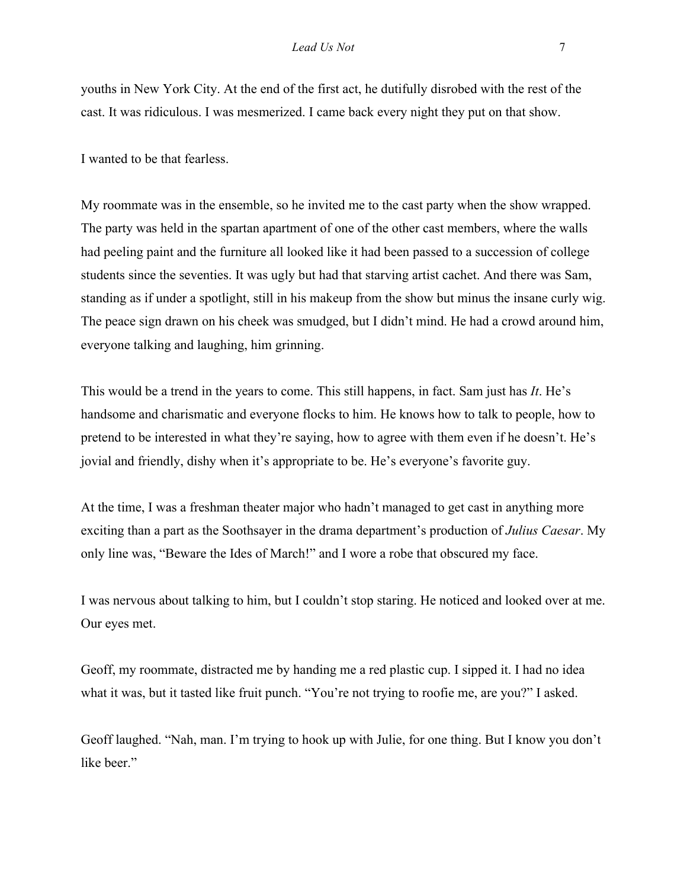youths in New York City. At the end of the first act, he dutifully disrobed with the rest of the cast. It was ridiculous. I was mesmerized. I came back every night they put on that show.

I wanted to be that fearless.

My roommate was in the ensemble, so he invited me to the cast party when the show wrapped. The party was held in the spartan apartment of one of the other cast members, where the walls had peeling paint and the furniture all looked like it had been passed to a succession of college students since the seventies. It was ugly but had that starving artist cachet. And there was Sam, standing as if under a spotlight, still in his makeup from the show but minus the insane curly wig. The peace sign drawn on his cheek was smudged, but I didn't mind. He had a crowd around him, everyone talking and laughing, him grinning.

This would be a trend in the years to come. This still happens, in fact. Sam just has *It*. He's handsome and charismatic and everyone flocks to him. He knows how to talk to people, how to pretend to be interested in what they're saying, how to agree with them even if he doesn't. He's jovial and friendly, dishy when it's appropriate to be. He's everyone's favorite guy.

At the time, I was a freshman theater major who hadn't managed to get cast in anything more exciting than a part as the Soothsayer in the drama department's production of *Julius Caesar*. My only line was, "Beware the Ides of March!" and I wore a robe that obscured my face.

I was nervous about talking to him, but I couldn't stop staring. He noticed and looked over at me. Our eyes met.

Geoff, my roommate, distracted me by handing me a red plastic cup. I sipped it. I had no idea what it was, but it tasted like fruit punch. "You're not trying to roofie me, are you?" I asked.

Geoff laughed. "Nah, man. I'm trying to hook up with Julie, for one thing. But I know you don't like beer."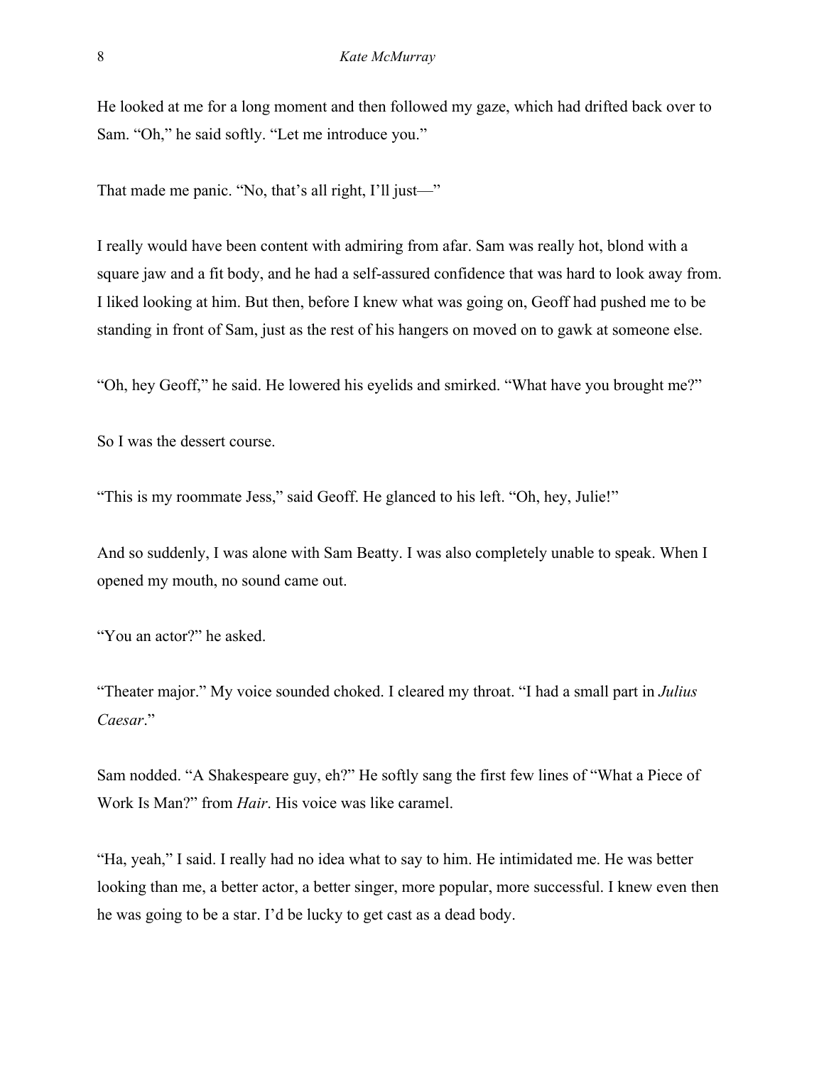He looked at me for a long moment and then followed my gaze, which had drifted back over to Sam. "Oh," he said softly. "Let me introduce you."

That made me panic. "No, that's all right, I'll just—"

I really would have been content with admiring from afar. Sam was really hot, blond with a square jaw and a fit body, and he had a self-assured confidence that was hard to look away from. I liked looking at him. But then, before I knew what was going on, Geoff had pushed me to be standing in front of Sam, just as the rest of his hangers on moved on to gawk at someone else.

"Oh, hey Geoff," he said. He lowered his eyelids and smirked. "What have you brought me?"

So I was the dessert course.

"This is my roommate Jess," said Geoff. He glanced to his left. "Oh, hey, Julie!"

And so suddenly, I was alone with Sam Beatty. I was also completely unable to speak. When I opened my mouth, no sound came out.

"You an actor?" he asked.

"Theater major." My voice sounded choked. I cleared my throat. "I had a small part in *Julius Caesar*."

Sam nodded. "A Shakespeare guy, eh?" He softly sang the first few lines of "What a Piece of Work Is Man?" from *Hair*. His voice was like caramel.

"Ha, yeah," I said. I really had no idea what to say to him. He intimidated me. He was better looking than me, a better actor, a better singer, more popular, more successful. I knew even then he was going to be a star. I'd be lucky to get cast as a dead body.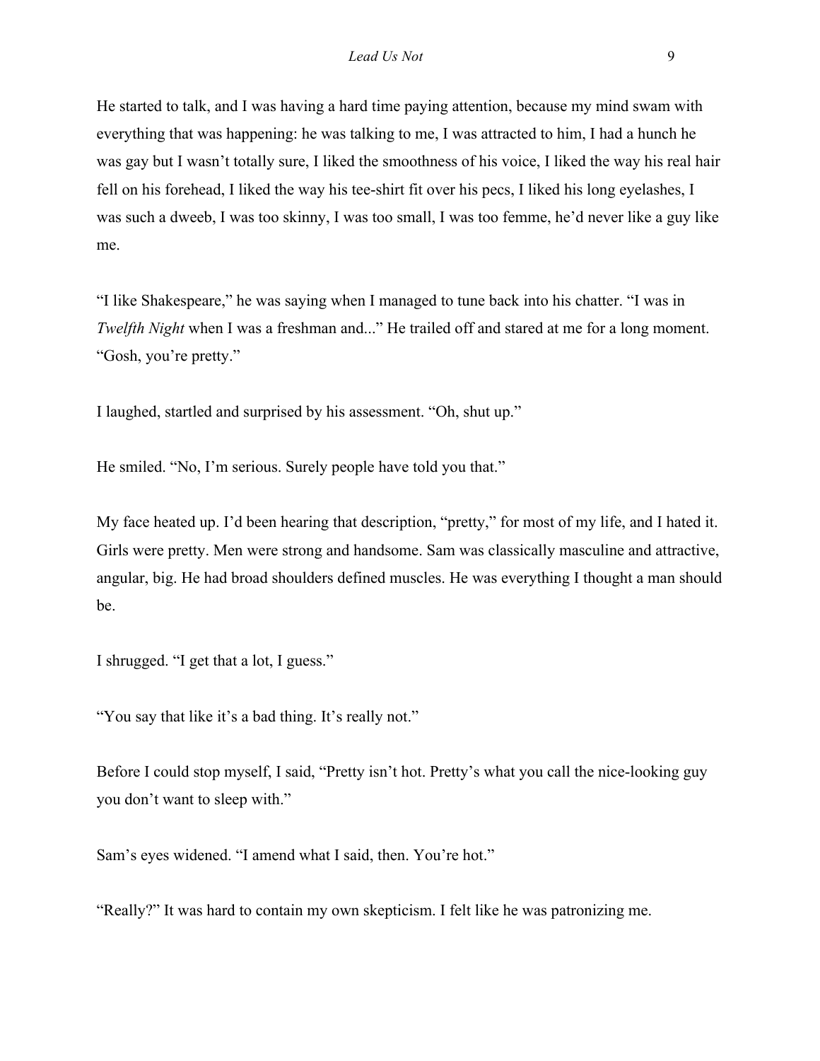He started to talk, and I was having a hard time paying attention, because my mind swam with everything that was happening: he was talking to me, I was attracted to him, I had a hunch he was gay but I wasn't totally sure, I liked the smoothness of his voice, I liked the way his real hair fell on his forehead, I liked the way his tee-shirt fit over his pecs, I liked his long eyelashes, I was such a dweeb, I was too skinny, I was too small, I was too femme, he'd never like a guy like me.

"I like Shakespeare," he was saying when I managed to tune back into his chatter. "I was in *Twelfth Night* when I was a freshman and..." He trailed off and stared at me for a long moment. "Gosh, you're pretty."

I laughed, startled and surprised by his assessment. "Oh, shut up."

He smiled. "No, I'm serious. Surely people have told you that."

My face heated up. I'd been hearing that description, "pretty," for most of my life, and I hated it. Girls were pretty. Men were strong and handsome. Sam was classically masculine and attractive, angular, big. He had broad shoulders defined muscles. He was everything I thought a man should be.

I shrugged. "I get that a lot, I guess."

"You say that like it's a bad thing. It's really not."

Before I could stop myself, I said, "Pretty isn't hot. Pretty's what you call the nice-looking guy you don't want to sleep with."

Sam's eyes widened. "I amend what I said, then. You're hot."

"Really?" It was hard to contain my own skepticism. I felt like he was patronizing me.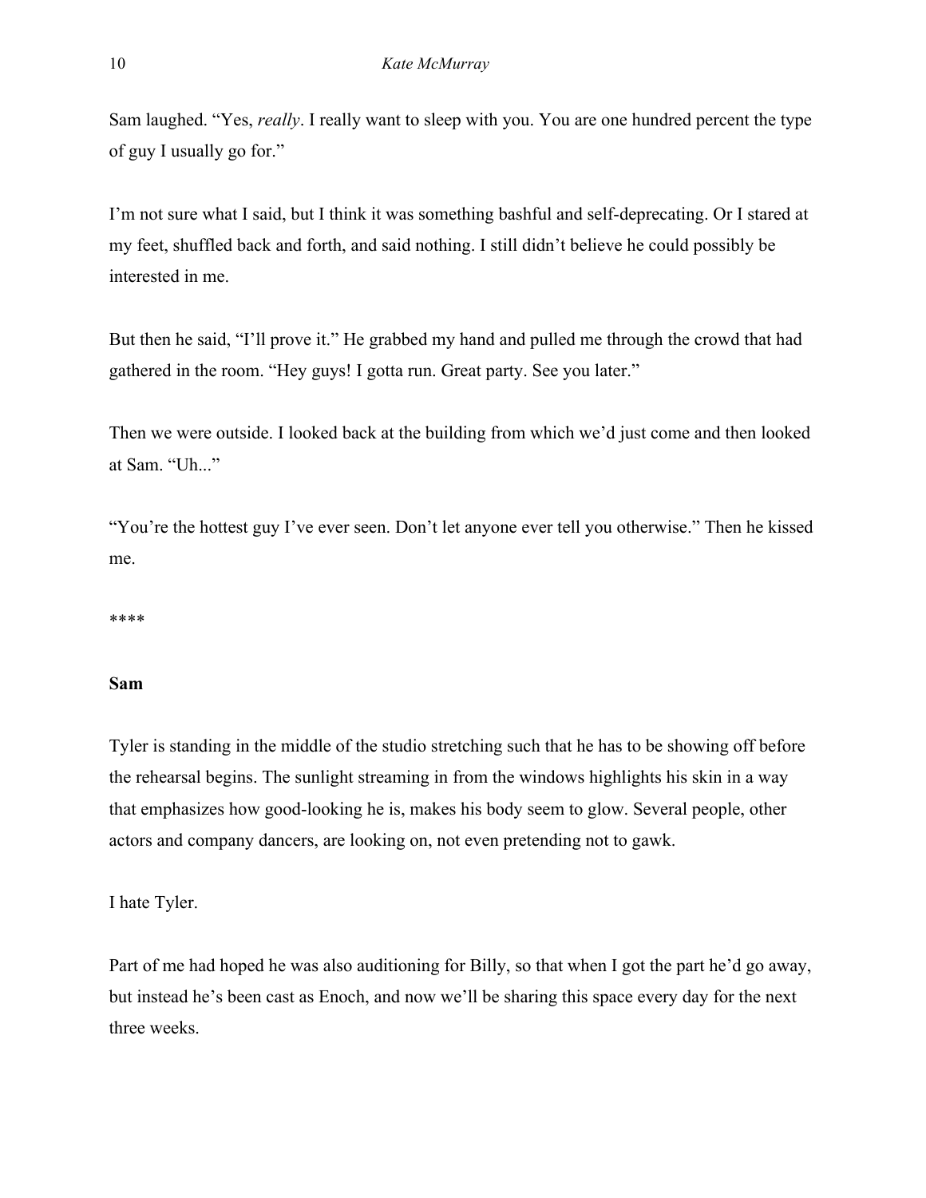Sam laughed. "Yes, *really*. I really want to sleep with you. You are one hundred percent the type of guy I usually go for."

I'm not sure what I said, but I think it was something bashful and self-deprecating. Or I stared at my feet, shuffled back and forth, and said nothing. I still didn't believe he could possibly be interested in me.

But then he said, "I'll prove it." He grabbed my hand and pulled me through the crowd that had gathered in the room. "Hey guys! I gotta run. Great party. See you later."

Then we were outside. I looked back at the building from which we'd just come and then looked at Sam. "Uh..."

"You're the hottest guy I've ever seen. Don't let anyone ever tell you otherwise." Then he kissed me.

****

**Sam**

Tyler is standing in the middle of the studio stretching such that he has to be showing off before the rehearsal begins. The sunlight streaming in from the windows highlights his skin in a way that emphasizes how good-looking he is, makes his body seem to glow. Several people, other actors and company dancers, are looking on, not even pretending not to gawk.

I hate Tyler.

Part of me had hoped he was also auditioning for Billy, so that when I got the part he'd go away, but instead he's been cast as Enoch, and now we'll be sharing this space every day for the next three weeks.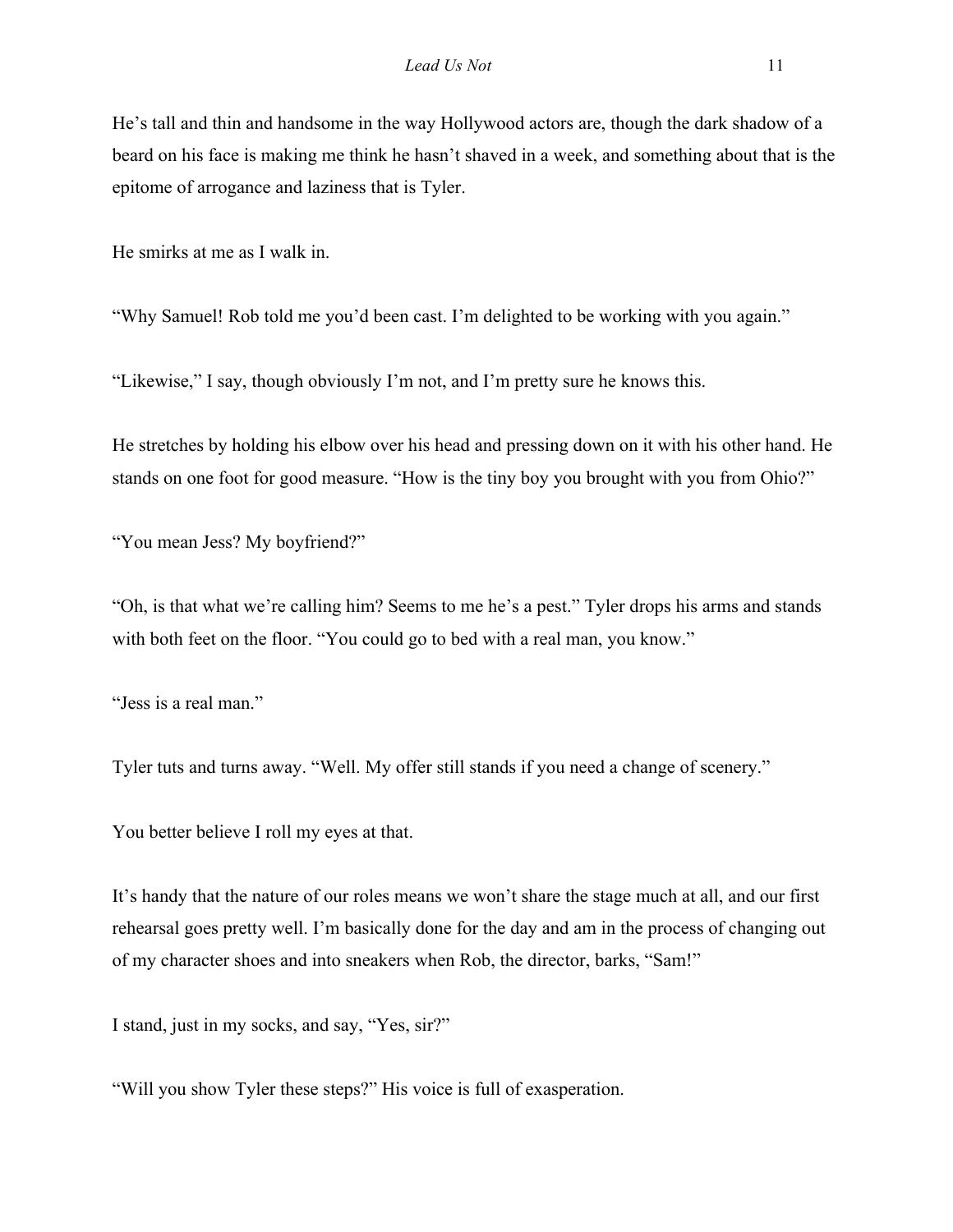He's tall and thin and handsome in the way Hollywood actors are, though the dark shadow of a beard on his face is making me think he hasn't shaved in a week, and something about that is the epitome of arrogance and laziness that is Tyler.

He smirks at me as I walk in.

"Why Samuel! Rob told me you'd been cast. I'm delighted to be working with you again."

"Likewise," I say, though obviously I'm not, and I'm pretty sure he knows this.

He stretches by holding his elbow over his head and pressing down on it with his other hand. He stands on one foot for good measure. "How is the tiny boy you brought with you from Ohio?"

"You mean Jess? My boyfriend?"

"Oh, is that what we're calling him? Seems to me he's a pest." Tyler drops his arms and stands with both feet on the floor. "You could go to bed with a real man, you know."

"Jess is a real man."

Tyler tuts and turns away. "Well. My offer still stands if you need a change of scenery."

You better believe I roll my eyes at that.

It's handy that the nature of our roles means we won't share the stage much at all, and our first rehearsal goes pretty well. I'm basically done for the day and am in the process of changing out of my character shoes and into sneakers when Rob, the director, barks, "Sam!"

I stand, just in my socks, and say, "Yes, sir?"

"Will you show Tyler these steps?" His voice is full of exasperation.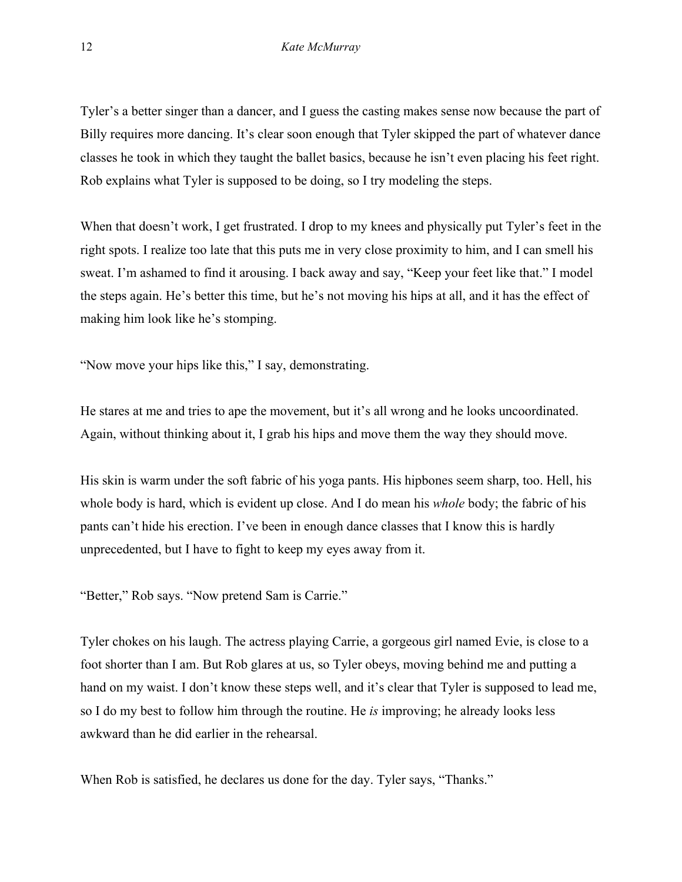Tyler's a better singer than a dancer, and I guess the casting makes sense now because the part of Billy requires more dancing. It's clear soon enough that Tyler skipped the part of whatever dance classes he took in which they taught the ballet basics, because he isn't even placing his feet right. Rob explains what Tyler is supposed to be doing, so I try modeling the steps.

When that doesn't work, I get frustrated. I drop to my knees and physically put Tyler's feet in the right spots. I realize too late that this puts me in very close proximity to him, and I can smell his sweat. I'm ashamed to find it arousing. I back away and say, "Keep your feet like that." I model the steps again. He's better this time, but he's not moving his hips at all, and it has the effect of making him look like he's stomping.

"Now move your hips like this," I say, demonstrating.

He stares at me and tries to ape the movement, but it's all wrong and he looks uncoordinated. Again, without thinking about it, I grab his hips and move them the way they should move.

His skin is warm under the soft fabric of his yoga pants. His hipbones seem sharp, too. Hell, his whole body is hard, which is evident up close. And I do mean his *whole* body; the fabric of his pants can't hide his erection. I've been in enough dance classes that I know this is hardly unprecedented, but I have to fight to keep my eyes away from it.

"Better," Rob says. "Now pretend Sam is Carrie."

Tyler chokes on his laugh. The actress playing Carrie, a gorgeous girl named Evie, is close to a foot shorter than I am. But Rob glares at us, so Tyler obeys, moving behind me and putting a hand on my waist. I don't know these steps well, and it's clear that Tyler is supposed to lead me, so I do my best to follow him through the routine. He *is* improving; he already looks less awkward than he did earlier in the rehearsal.

When Rob is satisfied, he declares us done for the day. Tyler says, "Thanks."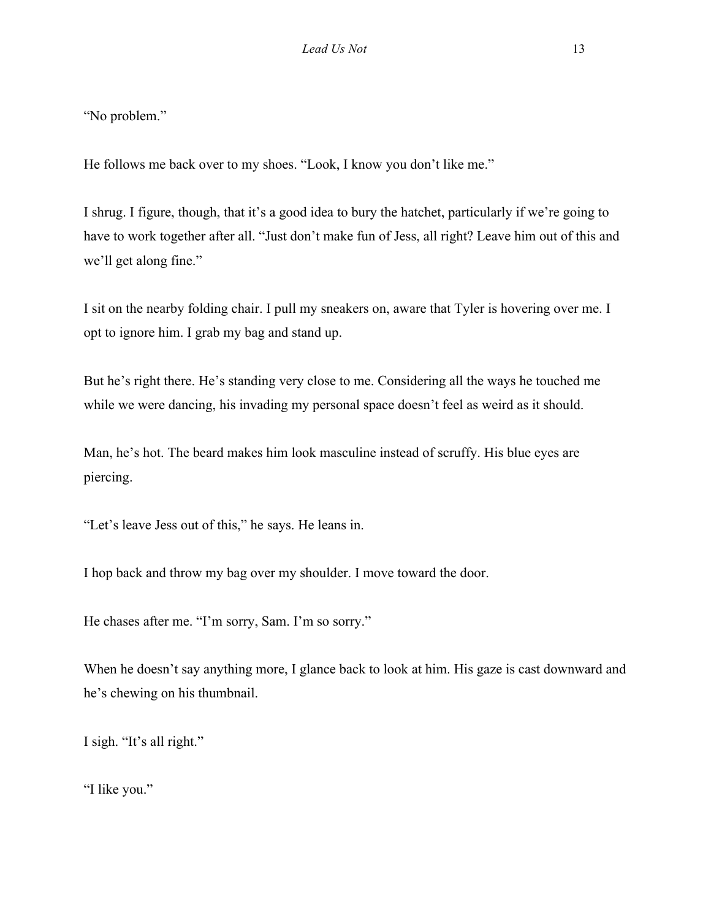"No problem."

He follows me back over to my shoes. "Look, I know you don't like me."

I shrug. I figure, though, that it's a good idea to bury the hatchet, particularly if we're going to have to work together after all. "Just don't make fun of Jess, all right? Leave him out of this and we'll get along fine."

I sit on the nearby folding chair. I pull my sneakers on, aware that Tyler is hovering over me. I opt to ignore him. I grab my bag and stand up.

But he's right there. He's standing very close to me. Considering all the ways he touched me while we were dancing, his invading my personal space doesn't feel as weird as it should.

Man, he's hot. The beard makes him look masculine instead of scruffy. His blue eyes are piercing.

"Let's leave Jess out of this," he says. He leans in.

I hop back and throw my bag over my shoulder. I move toward the door.

He chases after me. "I'm sorry, Sam. I'm so sorry."

When he doesn't say anything more, I glance back to look at him. His gaze is cast downward and he's chewing on his thumbnail.

I sigh. "It's all right."

"I like you."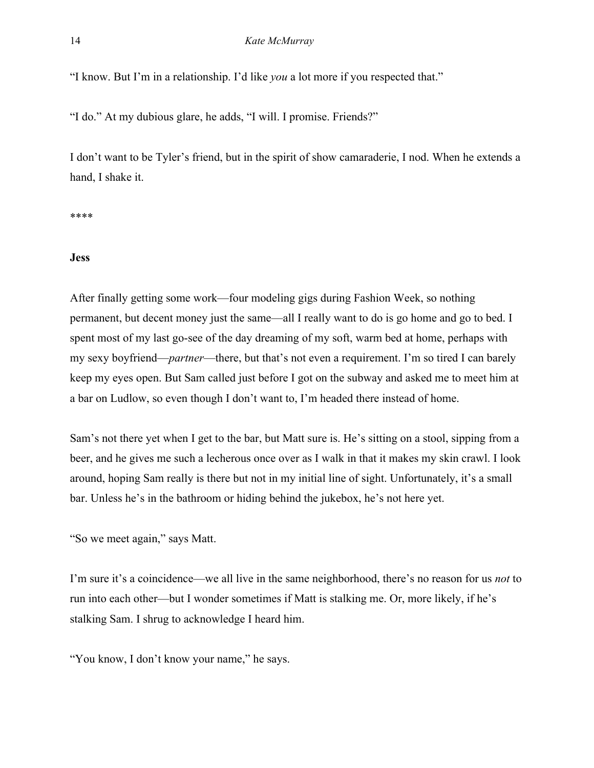"I know. But I'm in a relationship. I'd like *you* a lot more if you respected that."

"I do." At my dubious glare, he adds, "I will. I promise. Friends?"

I don't want to be Tyler's friend, but in the spirit of show camaraderie, I nod. When he extends a hand, I shake it.

****

**Jess**

After finally getting some work—four modeling gigs during Fashion Week, so nothing permanent, but decent money just the same—all I really want to do is go home and go to bed. I spent most of my last go-see of the day dreaming of my soft, warm bed at home, perhaps with my sexy boyfriend—*partner*—there, but that's not even a requirement. I'm so tired I can barely keep my eyes open. But Sam called just before I got on the subway and asked me to meet him at a bar on Ludlow, so even though I don't want to, I'm headed there instead of home.

Sam's not there yet when I get to the bar, but Matt sure is. He's sitting on a stool, sipping from a beer, and he gives me such a lecherous once over as I walk in that it makes my skin crawl. I look around, hoping Sam really is there but not in my initial line of sight. Unfortunately, it's a small bar. Unless he's in the bathroom or hiding behind the jukebox, he's not here yet.

"So we meet again," says Matt.

I'm sure it's a coincidence—we all live in the same neighborhood, there's no reason for us *not* to run into each other—but I wonder sometimes if Matt is stalking me. Or, more likely, if he's stalking Sam. I shrug to acknowledge I heard him.

"You know, I don't know your name," he says.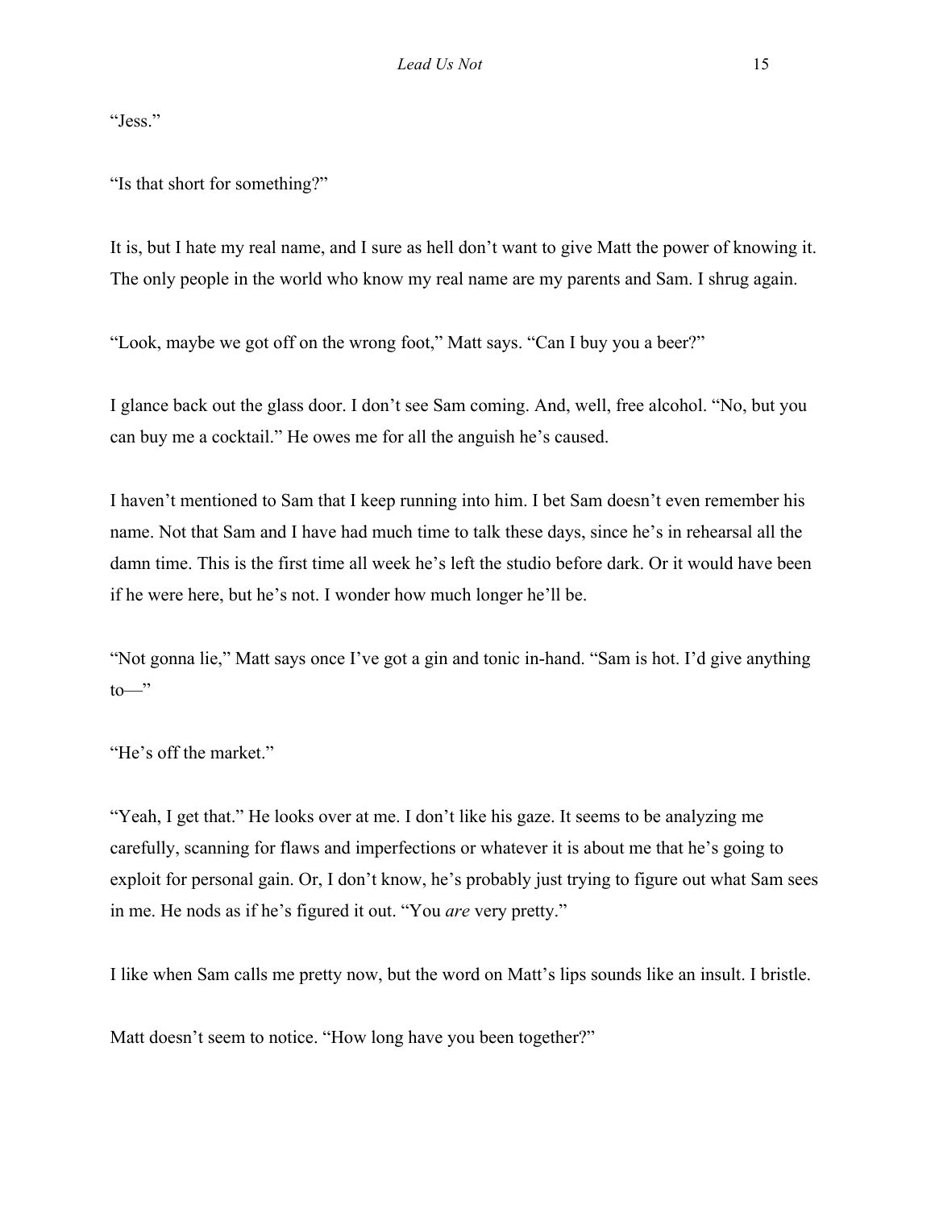"Jess."

"Is that short for something?"

It is, but I hate my real name, and I sure as hell don't want to give Matt the power of knowing it. The only people in the world who know my real name are my parents and Sam. I shrug again.

"Look, maybe we got off on the wrong foot," Matt says. "Can I buy you a beer?"

I glance back out the glass door. I don't see Sam coming. And, well, free alcohol. "No, but you can buy me a cocktail." He owes me for all the anguish he's caused.

I haven't mentioned to Sam that I keep running into him. I bet Sam doesn't even remember his name. Not that Sam and I have had much time to talk these days, since he's in rehearsal all the damn time. This is the first time all week he's left the studio before dark. Or it would have been if he were here, but he's not. I wonder how much longer he'll be.

"Not gonna lie," Matt says once I've got a gin and tonic in-hand. "Sam is hot. I'd give anything to—"

"He's off the market."

"Yeah, I get that." He looks over at me. I don't like his gaze. It seems to be analyzing me carefully, scanning for flaws and imperfections or whatever it is about me that he's going to exploit for personal gain. Or, I don't know, he's probably just trying to figure out what Sam sees in me. He nods as if he's figured it out. "You *are* very pretty."

I like when Sam calls me pretty now, but the word on Matt's lips sounds like an insult. I bristle.

Matt doesn't seem to notice. "How long have you been together?"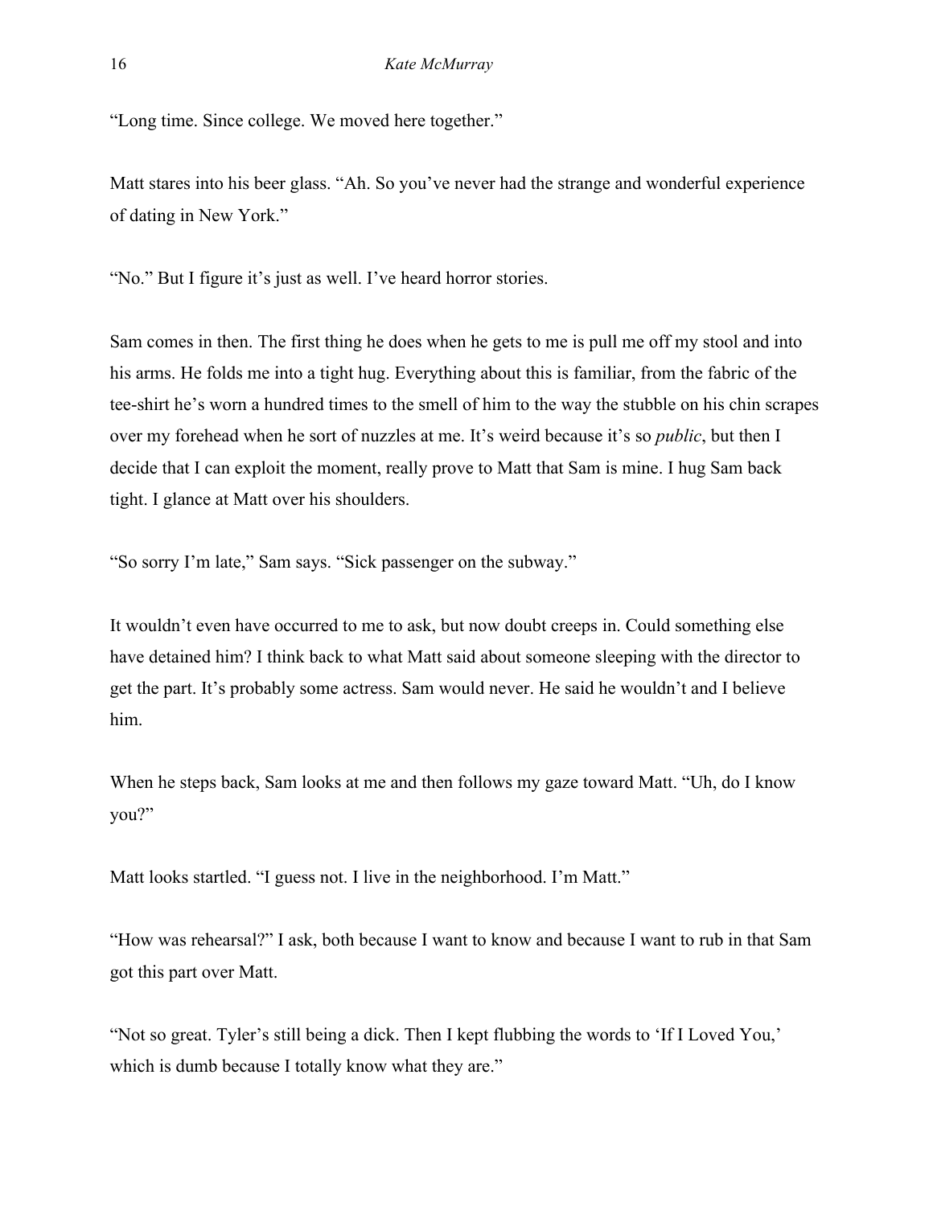"Long time. Since college. We moved here together."

Matt stares into his beer glass. "Ah. So you've never had the strange and wonderful experience of dating in New York."

"No." But I figure it's just as well. I've heard horror stories.

Sam comes in then. The first thing he does when he gets to me is pull me off my stool and into his arms. He folds me into a tight hug. Everything about this is familiar, from the fabric of the tee-shirt he's worn a hundred times to the smell of him to the way the stubble on his chin scrapes over my forehead when he sort of nuzzles at me. It's weird because it's so *public*, but then I decide that I can exploit the moment, really prove to Matt that Sam is mine. I hug Sam back tight. I glance at Matt over his shoulders.

"So sorry I'm late," Sam says. "Sick passenger on the subway."

It wouldn't even have occurred to me to ask, but now doubt creeps in. Could something else have detained him? I think back to what Matt said about someone sleeping with the director to get the part. It's probably some actress. Sam would never. He said he wouldn't and I believe him.

When he steps back, Sam looks at me and then follows my gaze toward Matt. "Uh, do I know you?"

Matt looks startled. "I guess not. I live in the neighborhood. I'm Matt."

"How was rehearsal?" I ask, both because I want to know and because I want to rub in that Sam got this part over Matt.

"Not so great. Tyler's still being a dick. Then I kept flubbing the words to 'If I Loved You,' which is dumb because I totally know what they are."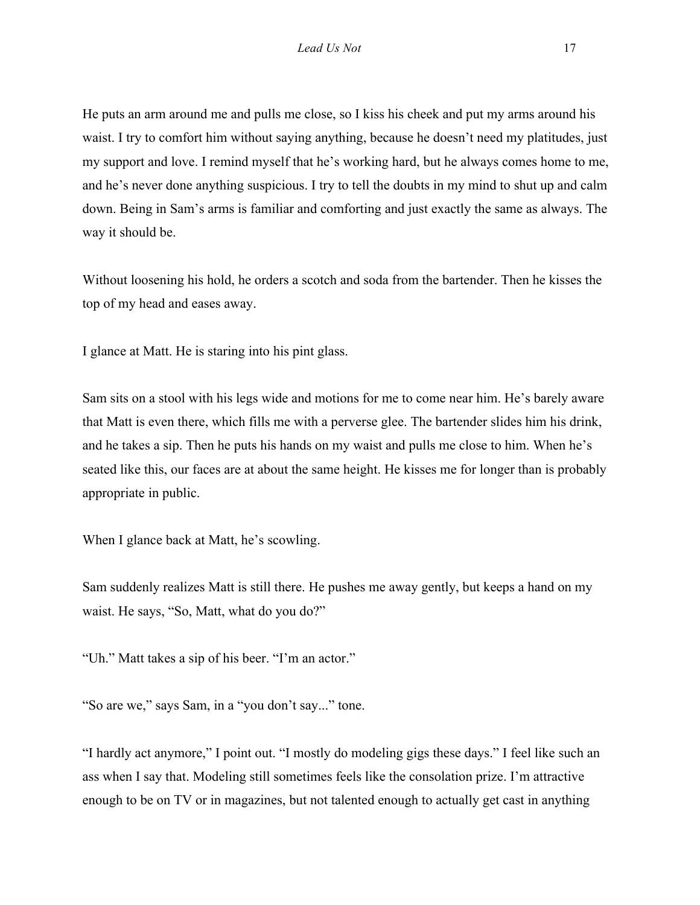He puts an arm around me and pulls me close, so I kiss his cheek and put my arms around his waist. I try to comfort him without saying anything, because he doesn't need my platitudes, just my support and love. I remind myself that he's working hard, but he always comes home to me, and he's never done anything suspicious. I try to tell the doubts in my mind to shut up and calm down. Being in Sam's arms is familiar and comforting and just exactly the same as always. The way it should be.

Without loosening his hold, he orders a scotch and soda from the bartender. Then he kisses the top of my head and eases away.

I glance at Matt. He is staring into his pint glass.

Sam sits on a stool with his legs wide and motions for me to come near him. He's barely aware that Matt is even there, which fills me with a perverse glee. The bartender slides him his drink, and he takes a sip. Then he puts his hands on my waist and pulls me close to him. When he's seated like this, our faces are at about the same height. He kisses me for longer than is probably appropriate in public.

When I glance back at Matt, he's scowling.

Sam suddenly realizes Matt is still there. He pushes me away gently, but keeps a hand on my waist. He says, "So, Matt, what do you do?"

"Uh." Matt takes a sip of his beer. "I'm an actor."

"So are we," says Sam, in a "you don't say..." tone.

"I hardly act anymore," I point out. "I mostly do modeling gigs these days." I feel like such an ass when I say that. Modeling still sometimes feels like the consolation prize. I'm attractive enough to be on TV or in magazines, but not talented enough to actually get cast in anything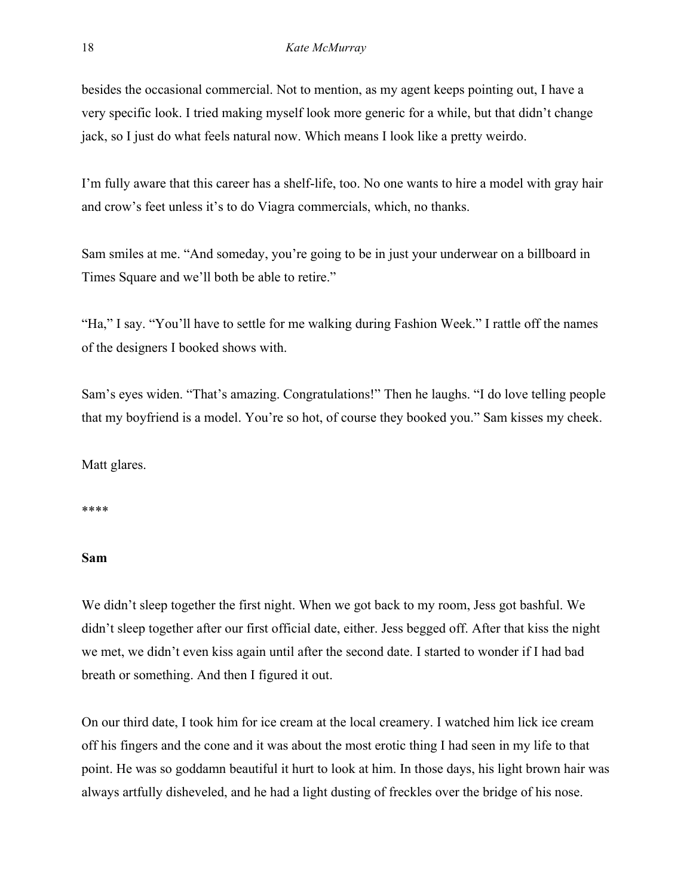besides the occasional commercial. Not to mention, as my agent keeps pointing out, I have a very specific look. I tried making myself look more generic for a while, but that didn't change jack, so I just do what feels natural now. Which means I look like a pretty weirdo.

I'm fully aware that this career has a shelf-life, too. No one wants to hire a model with gray hair and crow's feet unless it's to do Viagra commercials, which, no thanks.

Sam smiles at me. "And someday, you're going to be in just your underwear on a billboard in Times Square and we'll both be able to retire."

"Ha," I say. "You'll have to settle for me walking during Fashion Week." I rattle off the names of the designers I booked shows with.

Sam's eyes widen. "That's amazing. Congratulations!" Then he laughs. "I do love telling people that my boyfriend is a model. You're so hot, of course they booked you." Sam kisses my cheek.

Matt glares.

****

**Sam**

We didn't sleep together the first night. When we got back to my room, Jess got bashful. We didn't sleep together after our first official date, either. Jess begged off. After that kiss the night we met, we didn't even kiss again until after the second date. I started to wonder if I had bad breath or something. And then I figured it out.

On our third date, I took him for ice cream at the local creamery. I watched him lick ice cream off his fingers and the cone and it was about the most erotic thing I had seen in my life to that point. He was so goddamn beautiful it hurt to look at him. In those days, his light brown hair was always artfully disheveled, and he had a light dusting of freckles over the bridge of his nose.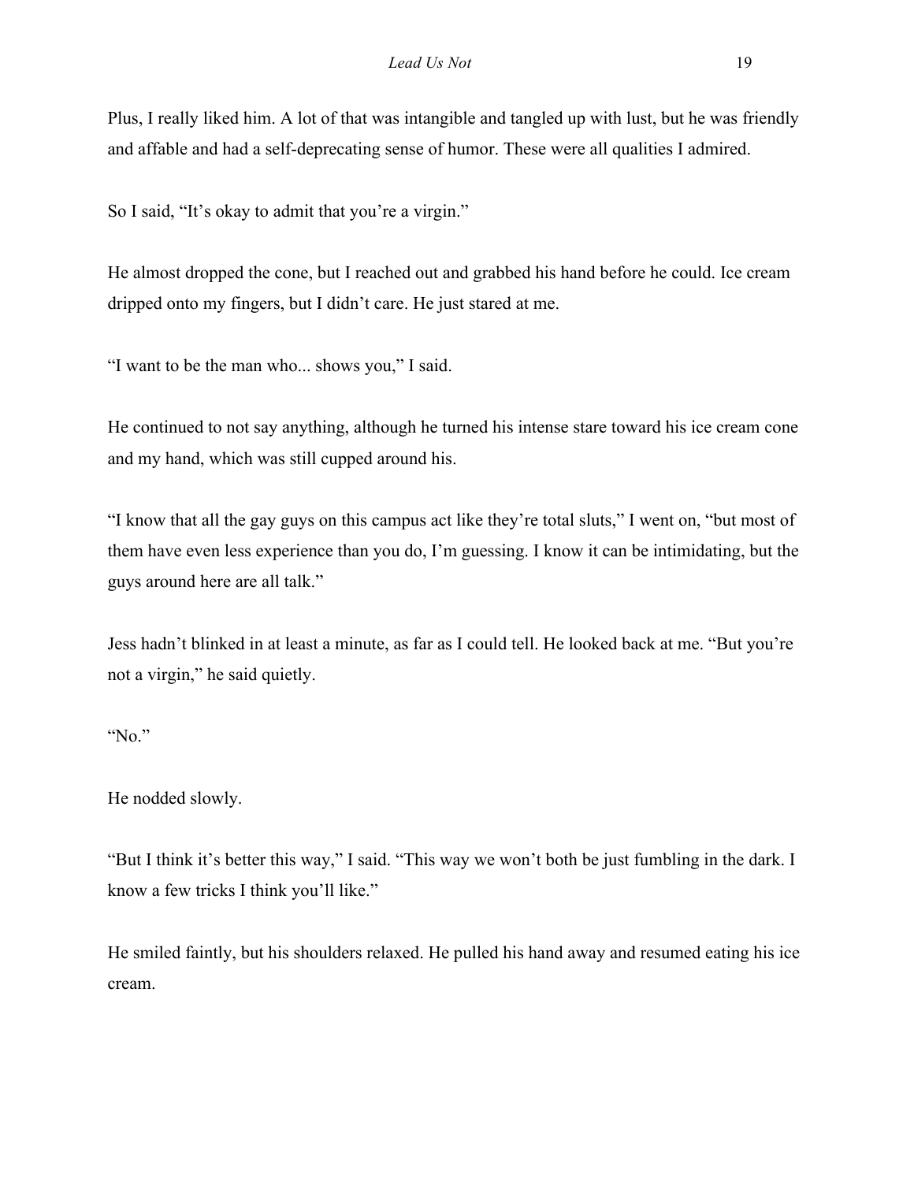Plus, I really liked him. A lot of that was intangible and tangled up with lust, but he was friendly and affable and had a self-deprecating sense of humor. These were all qualities I admired.

So I said, "It's okay to admit that you're a virgin."

He almost dropped the cone, but I reached out and grabbed his hand before he could. Ice cream dripped onto my fingers, but I didn't care. He just stared at me.

"I want to be the man who... shows you," I said.

He continued to not say anything, although he turned his intense stare toward his ice cream cone and my hand, which was still cupped around his.

"I know that all the gay guys on this campus act like they're total sluts," I went on, "but most of them have even less experience than you do, I'm guessing. I know it can be intimidating, but the guys around here are all talk."

Jess hadn't blinked in at least a minute, as far as I could tell. He looked back at me. "But you're not a virgin," he said quietly.

"No."

He nodded slowly.

"But I think it's better this way," I said. "This way we won't both be just fumbling in the dark. I know a few tricks I think you'll like."

He smiled faintly, but his shoulders relaxed. He pulled his hand away and resumed eating his ice cream.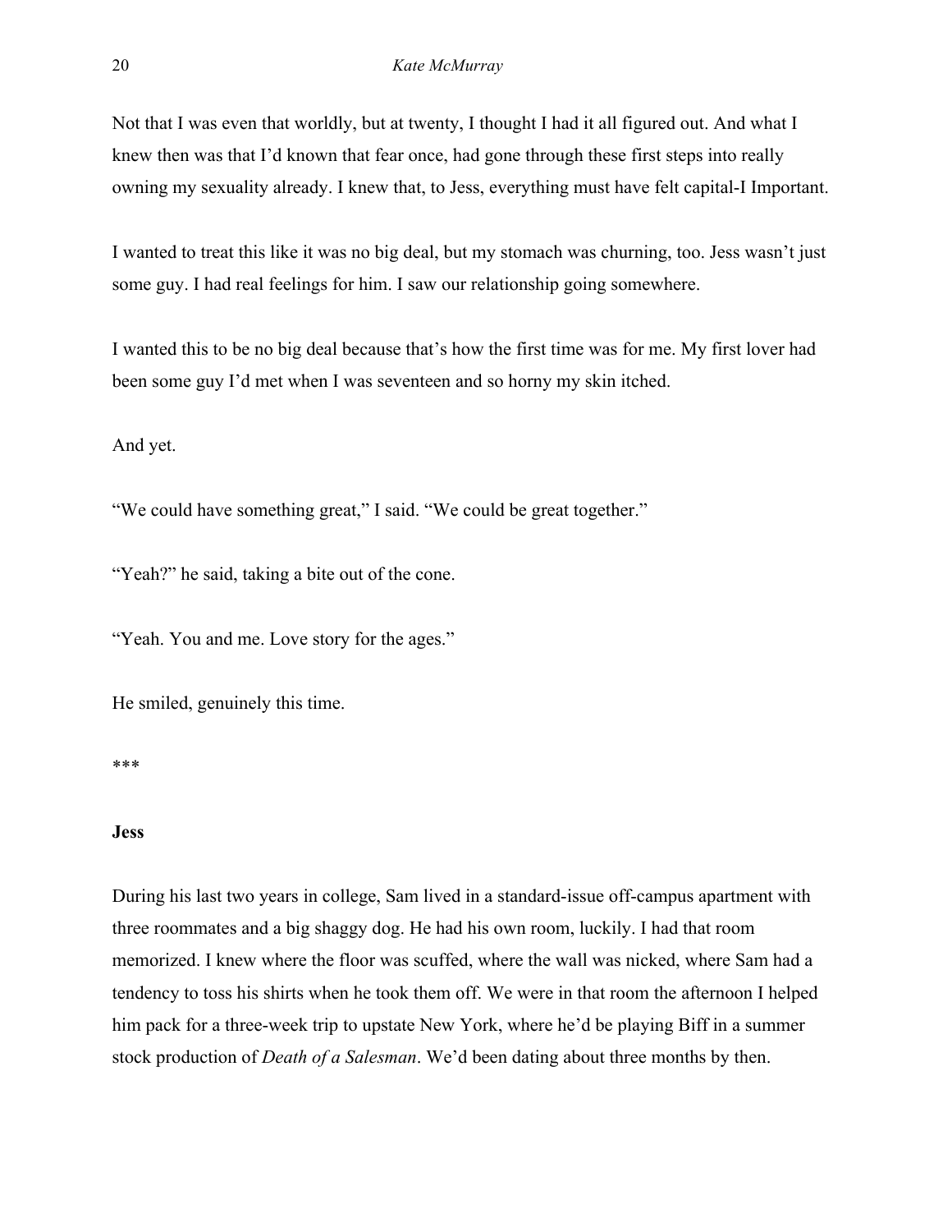Not that I was even that worldly, but at twenty, I thought I had it all figured out. And what I knew then was that I'd known that fear once, had gone through these first steps into really owning my sexuality already. I knew that, to Jess, everything must have felt capital-I Important.

I wanted to treat this like it was no big deal, but my stomach was churning, too. Jess wasn't just some guy. I had real feelings for him. I saw our relationship going somewhere.

I wanted this to be no big deal because that's how the first time was for me. My first lover had been some guy I'd met when I was seventeen and so horny my skin itched.

And yet.

"We could have something great," I said. "We could be great together."

"Yeah?" he said, taking a bite out of the cone.

"Yeah. You and me. Love story for the ages."

He smiled, genuinely this time.

***

**Jess**

During his last two years in college, Sam lived in a standard-issue off-campus apartment with three roommates and a big shaggy dog. He had his own room, luckily. I had that room memorized. I knew where the floor was scuffed, where the wall was nicked, where Sam had a tendency to toss his shirts when he took them off. We were in that room the afternoon I helped him pack for a three-week trip to upstate New York, where he'd be playing Biff in a summer stock production of *Death of a Salesman*. We'd been dating about three months by then.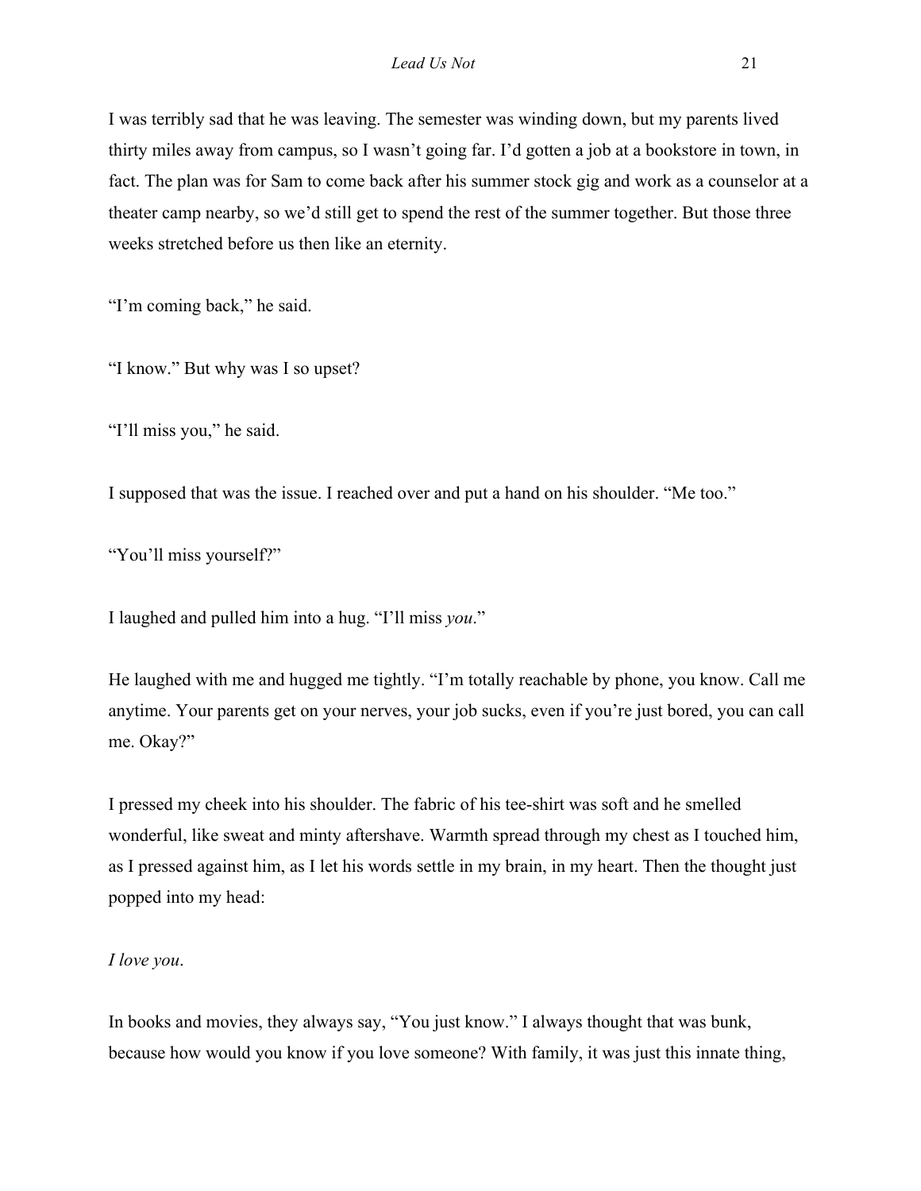I was terribly sad that he was leaving. The semester was winding down, but my parents lived thirty miles away from campus, so I wasn't going far. I'd gotten a job at a bookstore in town, in fact. The plan was for Sam to come back after his summer stock gig and work as a counselor at a theater camp nearby, so we'd still get to spend the rest of the summer together. But those three weeks stretched before us then like an eternity.

"I'm coming back," he said.

"I know." But why was I so upset?

"I'll miss you," he said.

I supposed that was the issue. I reached over and put a hand on his shoulder. "Me too."

"You'll miss yourself?"

I laughed and pulled him into a hug. "I'll miss *you*."

He laughed with me and hugged me tightly. "I'm totally reachable by phone, you know. Call me anytime. Your parents get on your nerves, your job sucks, even if you're just bored, you can call me. Okay?"

I pressed my cheek into his shoulder. The fabric of his tee-shirt was soft and he smelled wonderful, like sweat and minty aftershave. Warmth spread through my chest as I touched him, as I pressed against him, as I let his words settle in my brain, in my heart. Then the thought just popped into my head:

*I love you*.

In books and movies, they always say, "You just know." I always thought that was bunk, because how would you know if you love someone? With family, it was just this innate thing,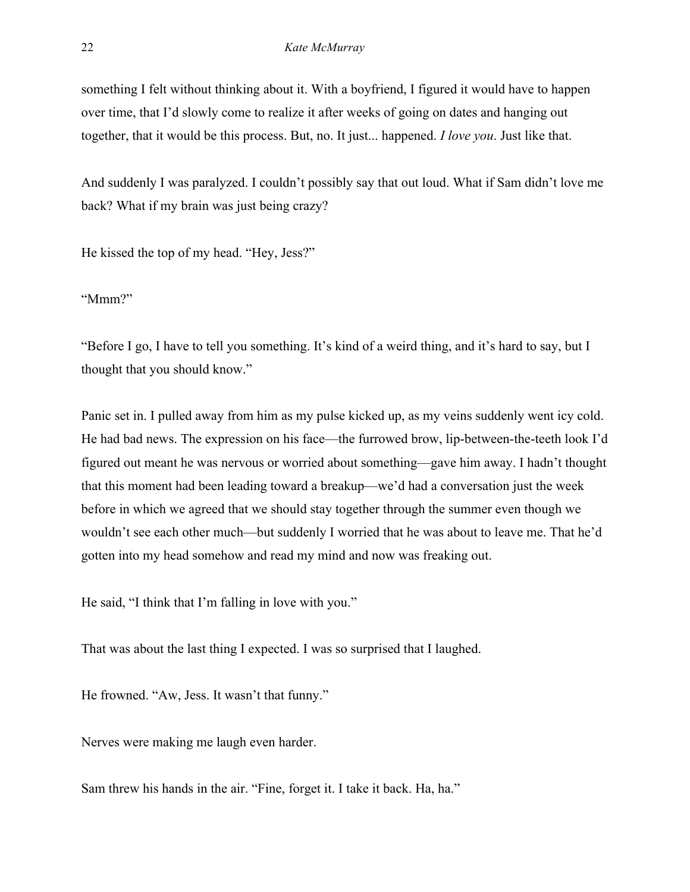something I felt without thinking about it. With a boyfriend, I figured it would have to happen over time, that I'd slowly come to realize it after weeks of going on dates and hanging out together, that it would be this process. But, no. It just... happened. *I love you*. Just like that.

And suddenly I was paralyzed. I couldn't possibly say that out loud. What if Sam didn't love me back? What if my brain was just being crazy?

He kissed the top of my head. "Hey, Jess?"

"Mmm?"

"Before I go, I have to tell you something. It's kind of a weird thing, and it's hard to say, but I thought that you should know."

Panic set in. I pulled away from him as my pulse kicked up, as my veins suddenly went icy cold. He had bad news. The expression on his face—the furrowed brow, lip-between-the-teeth look I'd figured out meant he was nervous or worried about something—gave him away. I hadn't thought that this moment had been leading toward a breakup—we'd had a conversation just the week before in which we agreed that we should stay together through the summer even though we wouldn't see each other much—but suddenly I worried that he was about to leave me. That he'd gotten into my head somehow and read my mind and now was freaking out.

He said, "I think that I'm falling in love with you."

That was about the last thing I expected. I was so surprised that I laughed.

He frowned. "Aw, Jess. It wasn't that funny."

Nerves were making me laugh even harder.

Sam threw his hands in the air. "Fine, forget it. I take it back. Ha, ha."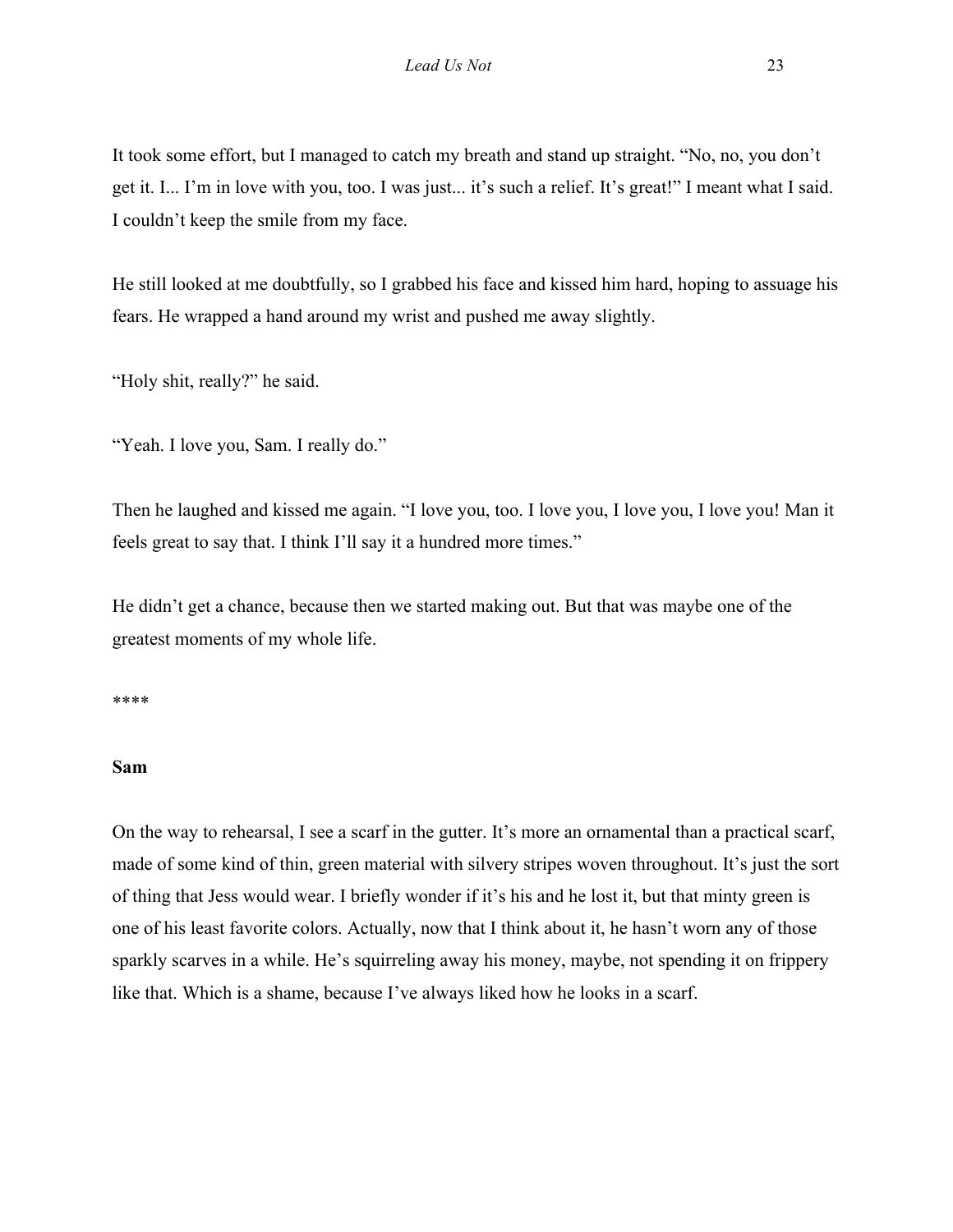It took some effort, but I managed to catch my breath and stand up straight. "No, no, you don't get it. I... I'm in love with you, too. I was just... it's such a relief. It's great!" I meant what I said. I couldn't keep the smile from my face.

He still looked at me doubtfully, so I grabbed his face and kissed him hard, hoping to assuage his fears. He wrapped a hand around my wrist and pushed me away slightly.

"Holy shit, really?" he said.

"Yeah. I love you, Sam. I really do."

Then he laughed and kissed me again. "I love you, too. I love you, I love you, I love you! Man it feels great to say that. I think I'll say it a hundred more times."

He didn't get a chance, because then we started making out. But that was maybe one of the greatest moments of my whole life.

****

**Sam**

On the way to rehearsal, I see a scarf in the gutter. It's more an ornamental than a practical scarf, made of some kind of thin, green material with silvery stripes woven throughout. It's just the sort of thing that Jess would wear. I briefly wonder if it's his and he lost it, but that minty green is one of his least favorite colors. Actually, now that I think about it, he hasn't worn any of those sparkly scarves in a while. He's squirreling away his money, maybe, not spending it on frippery like that. Which is a shame, because I've always liked how he looks in a scarf.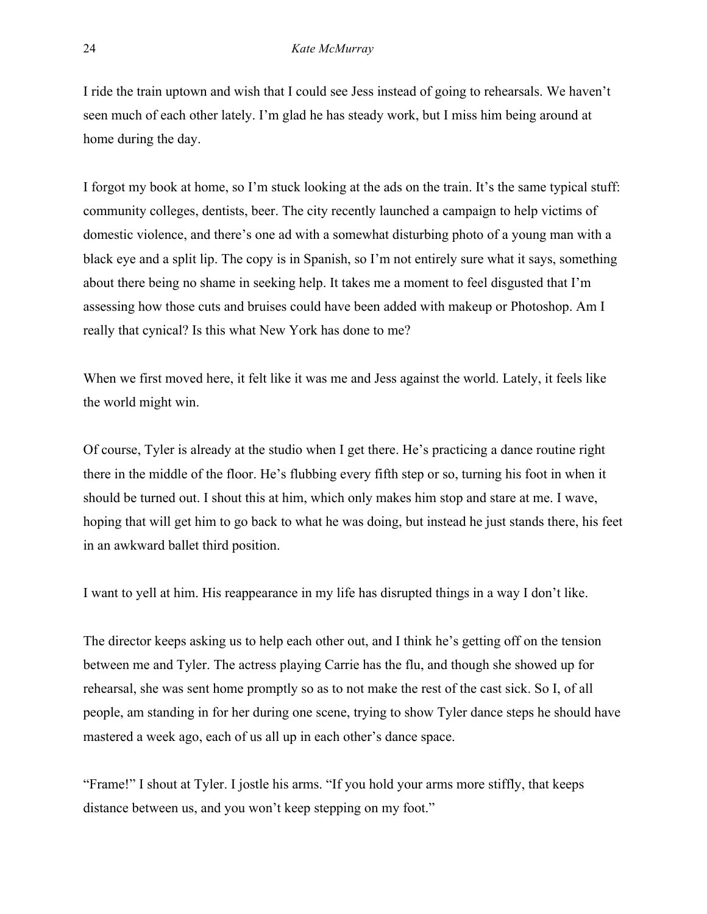I ride the train uptown and wish that I could see Jess instead of going to rehearsals. We haven't seen much of each other lately. I'm glad he has steady work, but I miss him being around at home during the day.

I forgot my book at home, so I'm stuck looking at the ads on the train. It's the same typical stuff: community colleges, dentists, beer. The city recently launched a campaign to help victims of domestic violence, and there's one ad with a somewhat disturbing photo of a young man with a black eye and a split lip. The copy is in Spanish, so I'm not entirely sure what it says, something about there being no shame in seeking help. It takes me a moment to feel disgusted that I'm assessing how those cuts and bruises could have been added with makeup or Photoshop. Am I really that cynical? Is this what New York has done to me?

When we first moved here, it felt like it was me and Jess against the world. Lately, it feels like the world might win.

Of course, Tyler is already at the studio when I get there. He's practicing a dance routine right there in the middle of the floor. He's flubbing every fifth step or so, turning his foot in when it should be turned out. I shout this at him, which only makes him stop and stare at me. I wave, hoping that will get him to go back to what he was doing, but instead he just stands there, his feet in an awkward ballet third position.

I want to yell at him. His reappearance in my life has disrupted things in a way I don't like.

The director keeps asking us to help each other out, and I think he's getting off on the tension between me and Tyler. The actress playing Carrie has the flu, and though she showed up for rehearsal, she was sent home promptly so as to not make the rest of the cast sick. So I, of all people, am standing in for her during one scene, trying to show Tyler dance steps he should have mastered a week ago, each of us all up in each other's dance space.

"Frame!" I shout at Tyler. I jostle his arms. "If you hold your arms more stiffly, that keeps distance between us, and you won't keep stepping on my foot."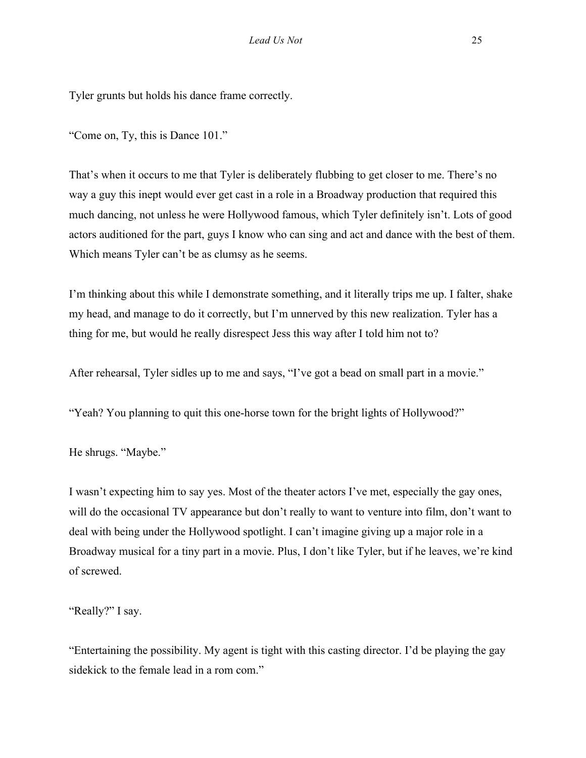Tyler grunts but holds his dance frame correctly.

"Come on, Ty, this is Dance 101."

That's when it occurs to me that Tyler is deliberately flubbing to get closer to me. There's no way a guy this inept would ever get cast in a role in a Broadway production that required this much dancing, not unless he were Hollywood famous, which Tyler definitely isn't. Lots of good actors auditioned for the part, guys I know who can sing and act and dance with the best of them. Which means Tyler can't be as clumsy as he seems.

I'm thinking about this while I demonstrate something, and it literally trips me up. I falter, shake my head, and manage to do it correctly, but I'm unnerved by this new realization. Tyler has a thing for me, but would he really disrespect Jess this way after I told him not to?

After rehearsal, Tyler sidles up to me and says, "I've got a bead on small part in a movie."

"Yeah? You planning to quit this one-horse town for the bright lights of Hollywood?"

He shrugs. "Maybe."

I wasn't expecting him to say yes. Most of the theater actors I've met, especially the gay ones, will do the occasional TV appearance but don't really to want to venture into film, don't want to deal with being under the Hollywood spotlight. I can't imagine giving up a major role in a Broadway musical for a tiny part in a movie. Plus, I don't like Tyler, but if he leaves, we're kind of screwed.

"Really?" I say.

"Entertaining the possibility. My agent is tight with this casting director. I'd be playing the gay sidekick to the female lead in a rom com."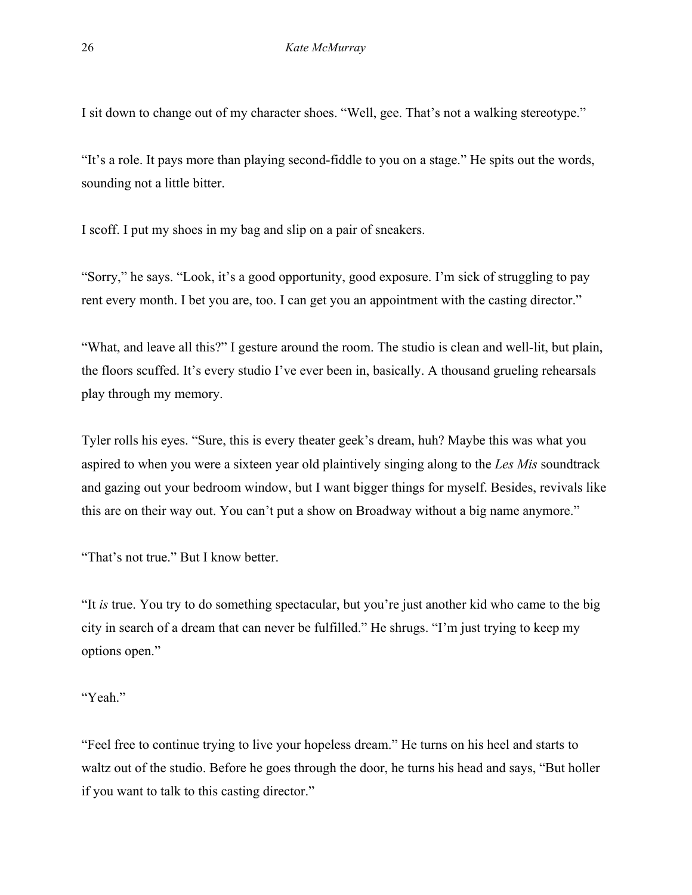I sit down to change out of my character shoes. “Well, gee. That’s not a walking stereotype.”

“It’s a role. It pays more than playing second-fiddle to you on a stage.” He spits out the words, sounding not a little bitter.

I scoff. I put my shoes in my bag and slip on a pair of sneakers.

“Sorry,” he says. “Look, it’s a good opportunity, good exposure. I’m sick of struggling to pay rent every month. I bet you are, too. I can get you an appointment with the casting director.”

“What, and leave all this?” I gesture around the room. The studio is clean and well-lit, but plain, the floors scuffed. It’s every studio I’ve ever been in, basically. A thousand grueling rehearsals play through my memory.

Tyler rolls his eyes. “Sure, this is every theater geek’s dream, huh? Maybe this was what you aspired to when you were a sixteen year old plaintively singing along to the *Les Mis* soundtrack and gazing out your bedroom window, but I want bigger things for myself. Besides, revivals like this are on their way out. You can’t put a show on Broadway without a big name anymore.”

“That’s not true.” But I know better.

“It *is* true. You try to do something spectacular, but you’re just another kid who came to the big city in search of a dream that can never be fulfilled.” He shrugs. “I’m just trying to keep my options open.”

“Yeah.”

“Feel free to continue trying to live your hopeless dream.” He turns on his heel and starts to waltz out of the studio. Before he goes through the door, he turns his head and says, “But holler if you want to talk to this casting director.”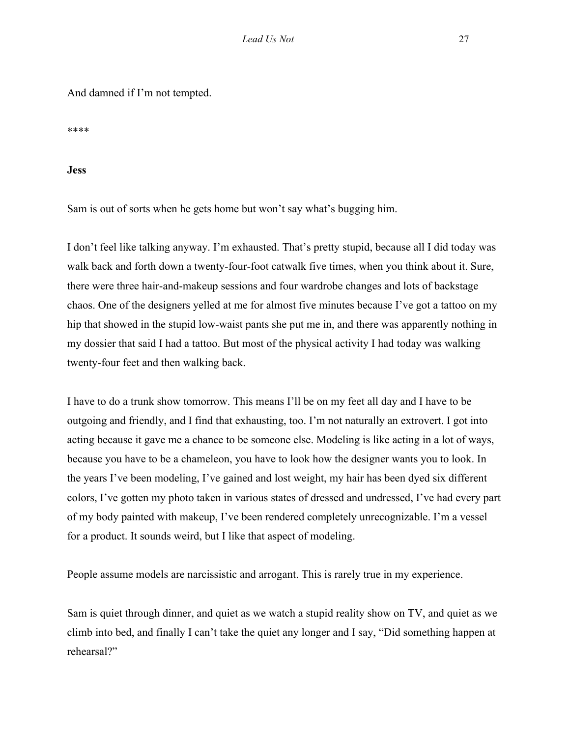And damned if I'm not tempted.

****

**Jess**

Sam is out of sorts when he gets home but won't say what's bugging him.

I don't feel like talking anyway. I'm exhausted. That's pretty stupid, because all I did today was walk back and forth down a twenty-four-foot catwalk five times, when you think about it. Sure, there were three hair-and-makeup sessions and four wardrobe changes and lots of backstage chaos. One of the designers yelled at me for almost five minutes because I've got a tattoo on my hip that showed in the stupid low-waist pants she put me in, and there was apparently nothing in my dossier that said I had a tattoo. But most of the physical activity I had today was walking twenty-four feet and then walking back.

I have to do a trunk show tomorrow. This means I'll be on my feet all day and I have to be outgoing and friendly, and I find that exhausting, too. I'm not naturally an extrovert. I got into acting because it gave me a chance to be someone else. Modeling is like acting in a lot of ways, because you have to be a chameleon, you have to look how the designer wants you to look. In the years I've been modeling, I've gained and lost weight, my hair has been dyed six different colors, I've gotten my photo taken in various states of dressed and undressed, I've had every part of my body painted with makeup, I've been rendered completely unrecognizable. I'm a vessel for a product. It sounds weird, but I like that aspect of modeling.

People assume models are narcissistic and arrogant. This is rarely true in my experience.

Sam is quiet through dinner, and quiet as we watch a stupid reality show on TV, and quiet as we climb into bed, and finally I can't take the quiet any longer and I say, "Did something happen at rehearsal?"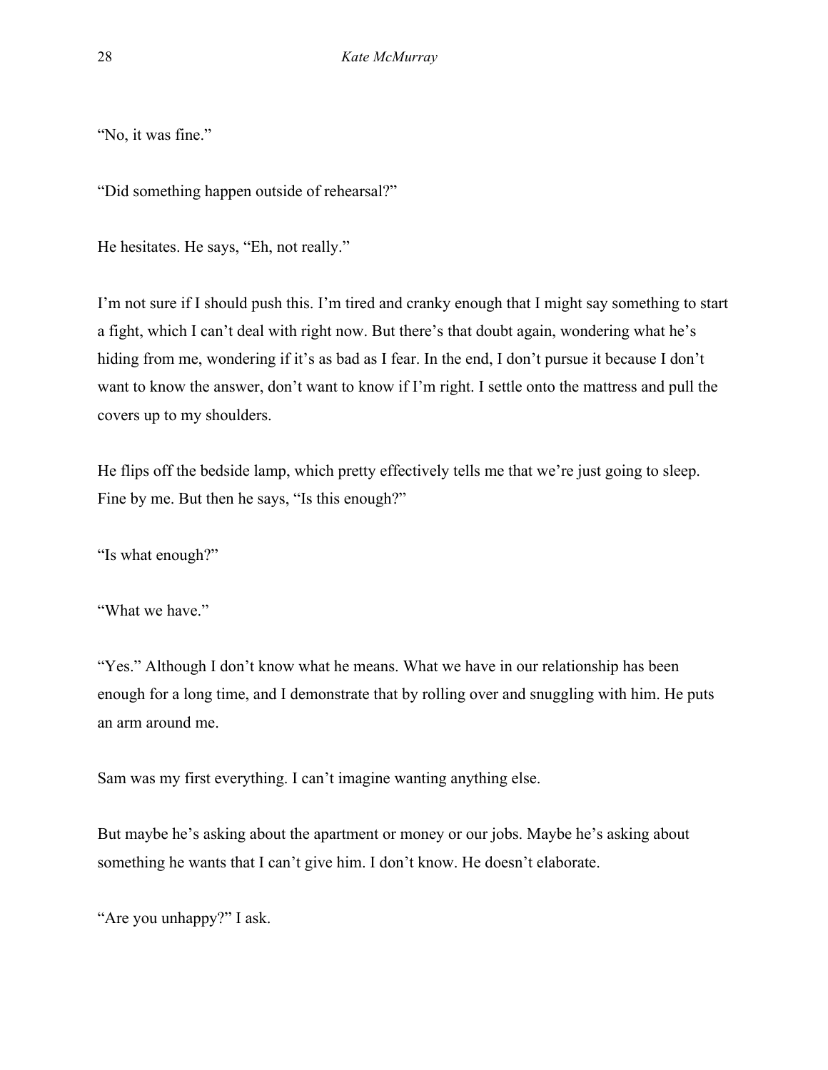"No, it was fine."

"Did something happen outside of rehearsal?"

He hesitates. He says, "Eh, not really."

I'm not sure if I should push this. I'm tired and cranky enough that I might say something to start a fight, which I can't deal with right now. But there's that doubt again, wondering what he's hiding from me, wondering if it's as bad as I fear. In the end, I don't pursue it because I don't want to know the answer, don't want to know if I'm right. I settle onto the mattress and pull the covers up to my shoulders.

He flips off the bedside lamp, which pretty effectively tells me that we're just going to sleep. Fine by me. But then he says, "Is this enough?"

"Is what enough?"

"What we have."

"Yes." Although I don't know what he means. What we have in our relationship has been enough for a long time, and I demonstrate that by rolling over and snuggling with him. He puts an arm around me.

Sam was my first everything. I can't imagine wanting anything else.

But maybe he's asking about the apartment or money or our jobs. Maybe he's asking about something he wants that I can't give him. I don't know. He doesn't elaborate.

"Are you unhappy?" I ask.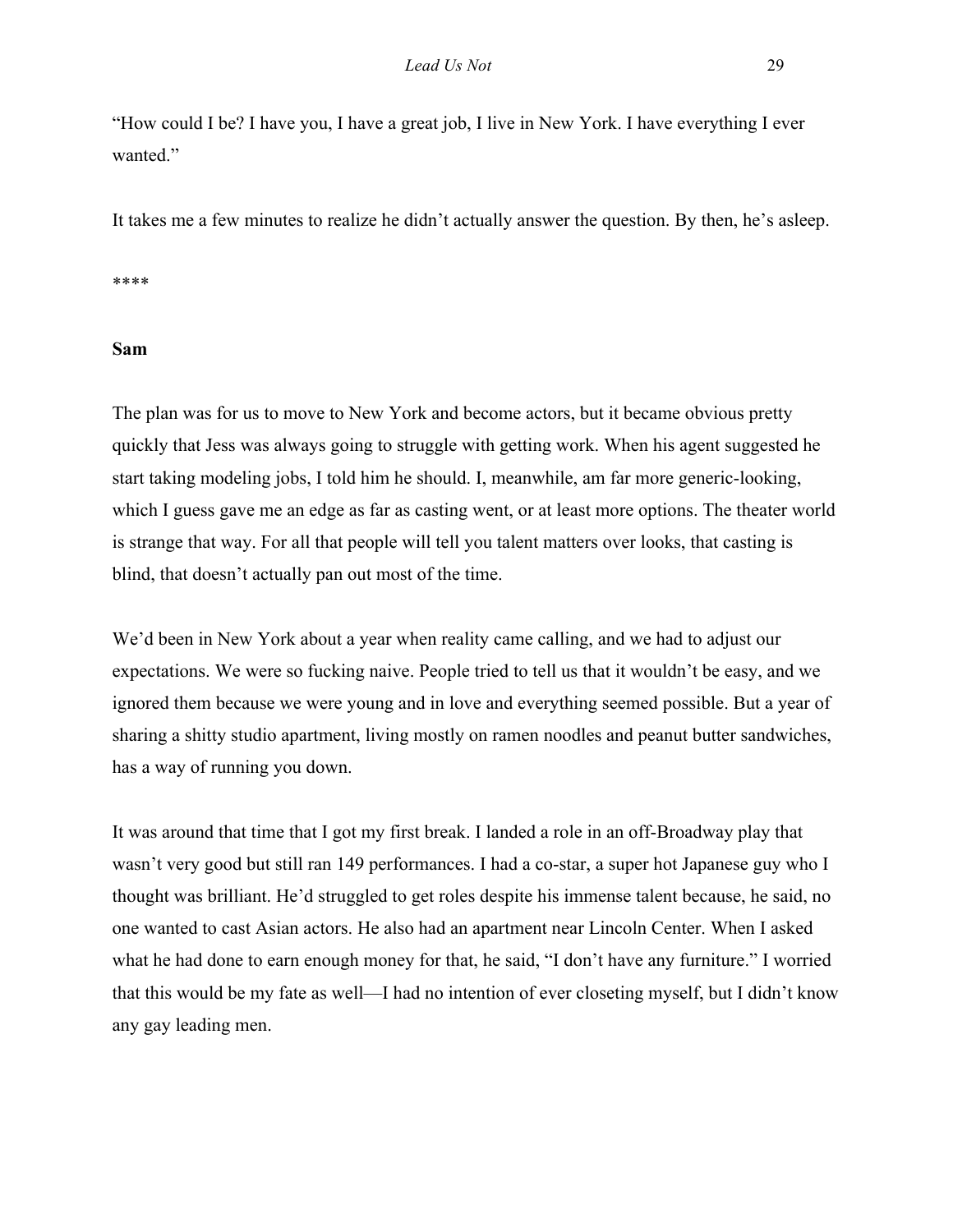"How could I be? I have you, I have a great job, I live in New York. I have everything I ever wanted."

It takes me a few minutes to realize he didn't actually answer the question. By then, he's asleep.

****

**Sam**

The plan was for us to move to New York and become actors, but it became obvious pretty quickly that Jess was always going to struggle with getting work. When his agent suggested he start taking modeling jobs, I told him he should. I, meanwhile, am far more generic-looking, which I guess gave me an edge as far as casting went, or at least more options. The theater world is strange that way. For all that people will tell you talent matters over looks, that casting is blind, that doesn't actually pan out most of the time.

We'd been in New York about a year when reality came calling, and we had to adjust our expectations. We were so fucking naive. People tried to tell us that it wouldn't be easy, and we ignored them because we were young and in love and everything seemed possible. But a year of sharing a shitty studio apartment, living mostly on ramen noodles and peanut butter sandwiches, has a way of running you down.

It was around that time that I got my first break. I landed a role in an off-Broadway play that wasn't very good but still ran 149 performances. I had a co-star, a super hot Japanese guy who I thought was brilliant. He'd struggled to get roles despite his immense talent because, he said, no one wanted to cast Asian actors. He also had an apartment near Lincoln Center. When I asked what he had done to earn enough money for that, he said, "I don't have any furniture." I worried that this would be my fate as well—I had no intention of ever closeting myself, but I didn't know any gay leading men.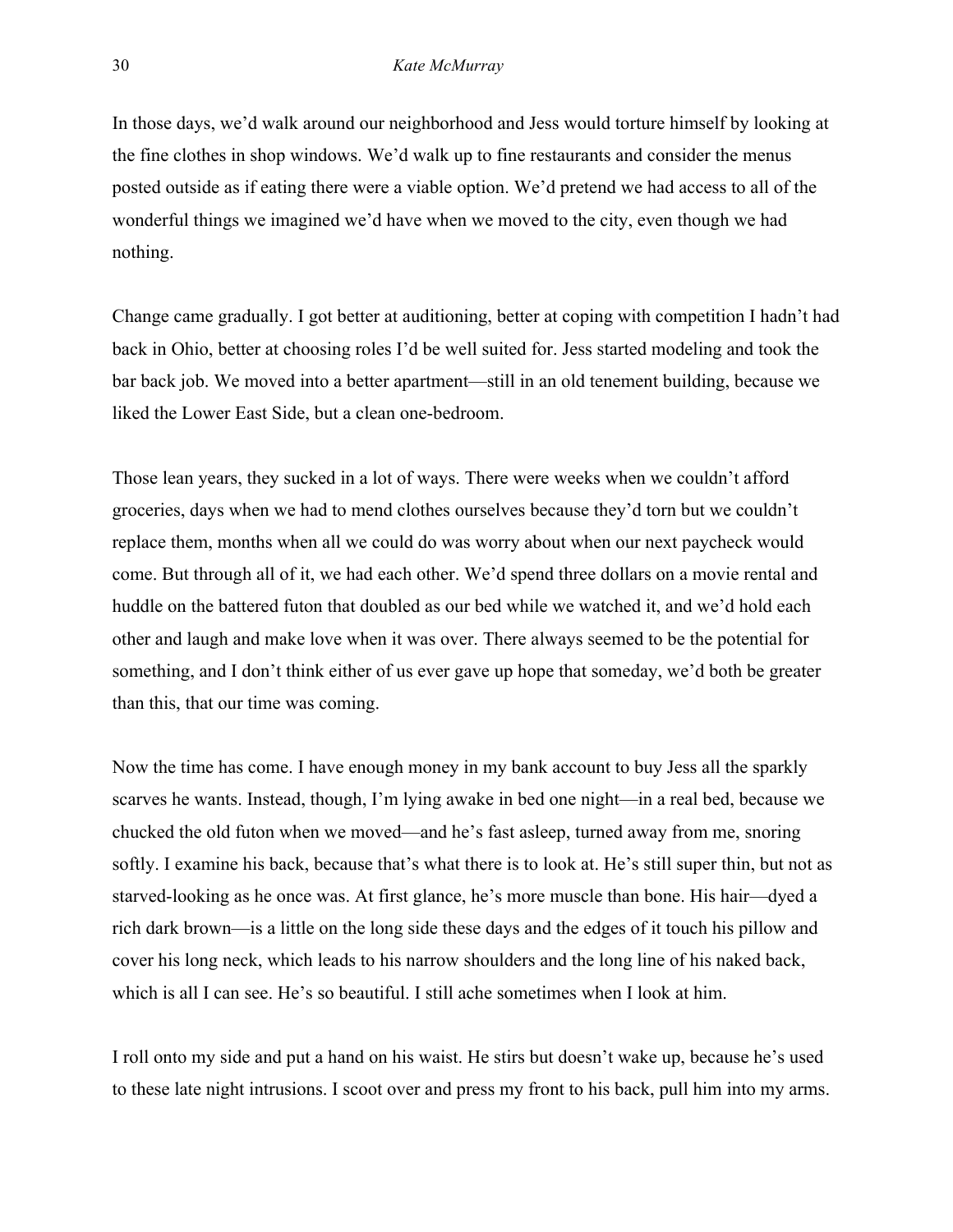In those days, we'd walk around our neighborhood and Jess would torture himself by looking at the fine clothes in shop windows. We'd walk up to fine restaurants and consider the menus posted outside as if eating there were a viable option. We'd pretend we had access to all of the wonderful things we imagined we'd have when we moved to the city, even though we had nothing.

Change came gradually. I got better at auditioning, better at coping with competition I hadn't had back in Ohio, better at choosing roles I'd be well suited for. Jess started modeling and took the bar back job. We moved into a better apartment—still in an old tenement building, because we liked the Lower East Side, but a clean one-bedroom.

Those lean years, they sucked in a lot of ways. There were weeks when we couldn't afford groceries, days when we had to mend clothes ourselves because they'd torn but we couldn't replace them, months when all we could do was worry about when our next paycheck would come. But through all of it, we had each other. We'd spend three dollars on a movie rental and huddle on the battered futon that doubled as our bed while we watched it, and we'd hold each other and laugh and make love when it was over. There always seemed to be the potential for something, and I don't think either of us ever gave up hope that someday, we'd both be greater than this, that our time was coming.

Now the time has come. I have enough money in my bank account to buy Jess all the sparkly scarves he wants. Instead, though, I'm lying awake in bed one night—in a real bed, because we chucked the old futon when we moved—and he's fast asleep, turned away from me, snoring softly. I examine his back, because that's what there is to look at. He's still super thin, but not as starved-looking as he once was. At first glance, he's more muscle than bone. His hair—dyed a rich dark brown—is a little on the long side these days and the edges of it touch his pillow and cover his long neck, which leads to his narrow shoulders and the long line of his naked back, which is all I can see. He's so beautiful. I still ache sometimes when I look at him.

I roll onto my side and put a hand on his waist. He stirs but doesn't wake up, because he's used to these late night intrusions. I scoot over and press my front to his back, pull him into my arms.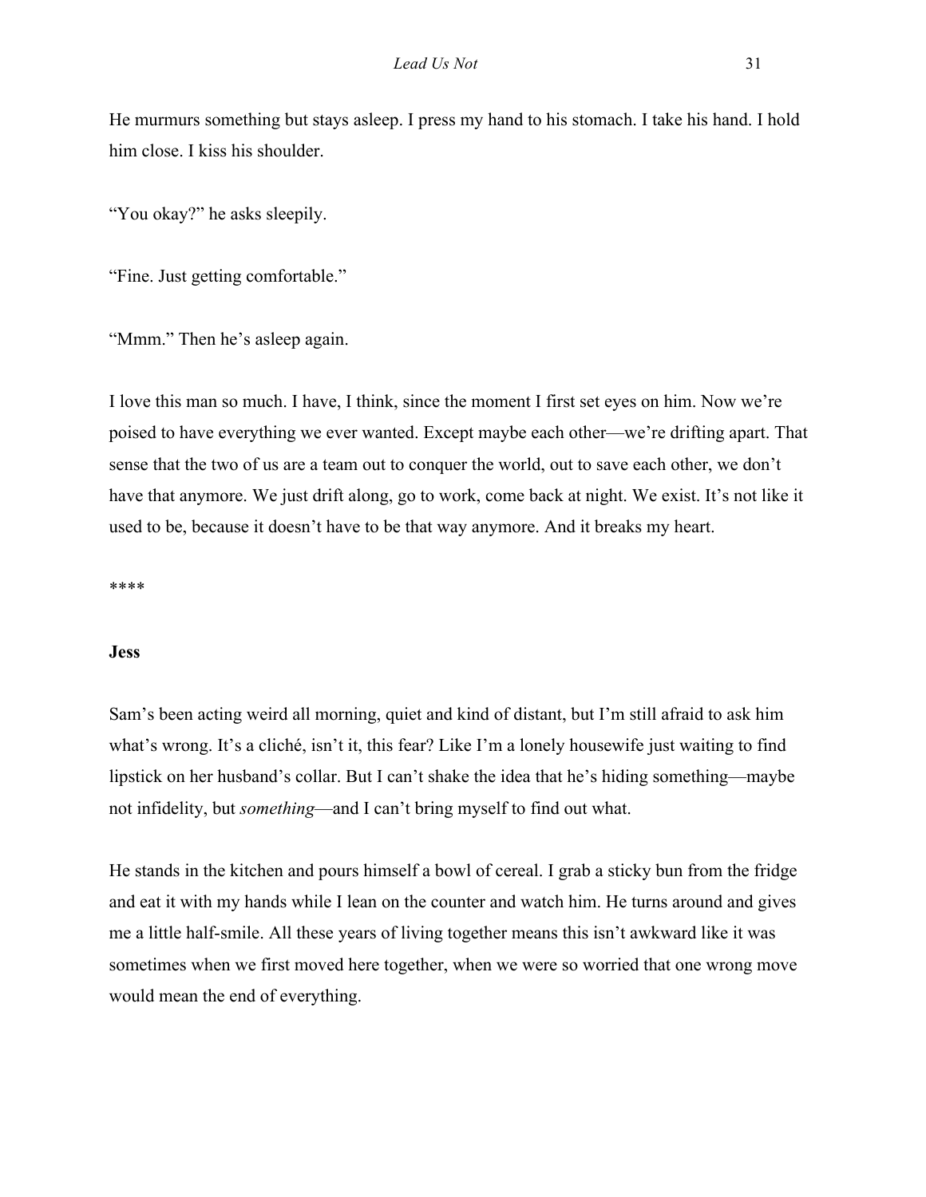He murmurs something but stays asleep. I press my hand to his stomach. I take his hand. I hold him close. I kiss his shoulder.

"You okay?" he asks sleepily.

"Fine. Just getting comfortable."

"Mmm." Then he's asleep again.

I love this man so much. I have, I think, since the moment I first set eyes on him. Now we're poised to have everything we ever wanted. Except maybe each other—we're drifting apart. That sense that the two of us are a team out to conquer the world, out to save each other, we don't have that anymore. We just drift along, go to work, come back at night. We exist. It's not like it used to be, because it doesn't have to be that way anymore. And it breaks my heart.

****

**Jess**

Sam's been acting weird all morning, quiet and kind of distant, but I'm still afraid to ask him what's wrong. It's a cliché, isn't it, this fear? Like I'm a lonely housewife just waiting to find lipstick on her husband's collar. But I can't shake the idea that he's hiding something—maybe not infidelity, but *something*—and I can't bring myself to find out what.

He stands in the kitchen and pours himself a bowl of cereal. I grab a sticky bun from the fridge and eat it with my hands while I lean on the counter and watch him. He turns around and gives me a little half-smile. All these years of living together means this isn't awkward like it was sometimes when we first moved here together, when we were so worried that one wrong move would mean the end of everything.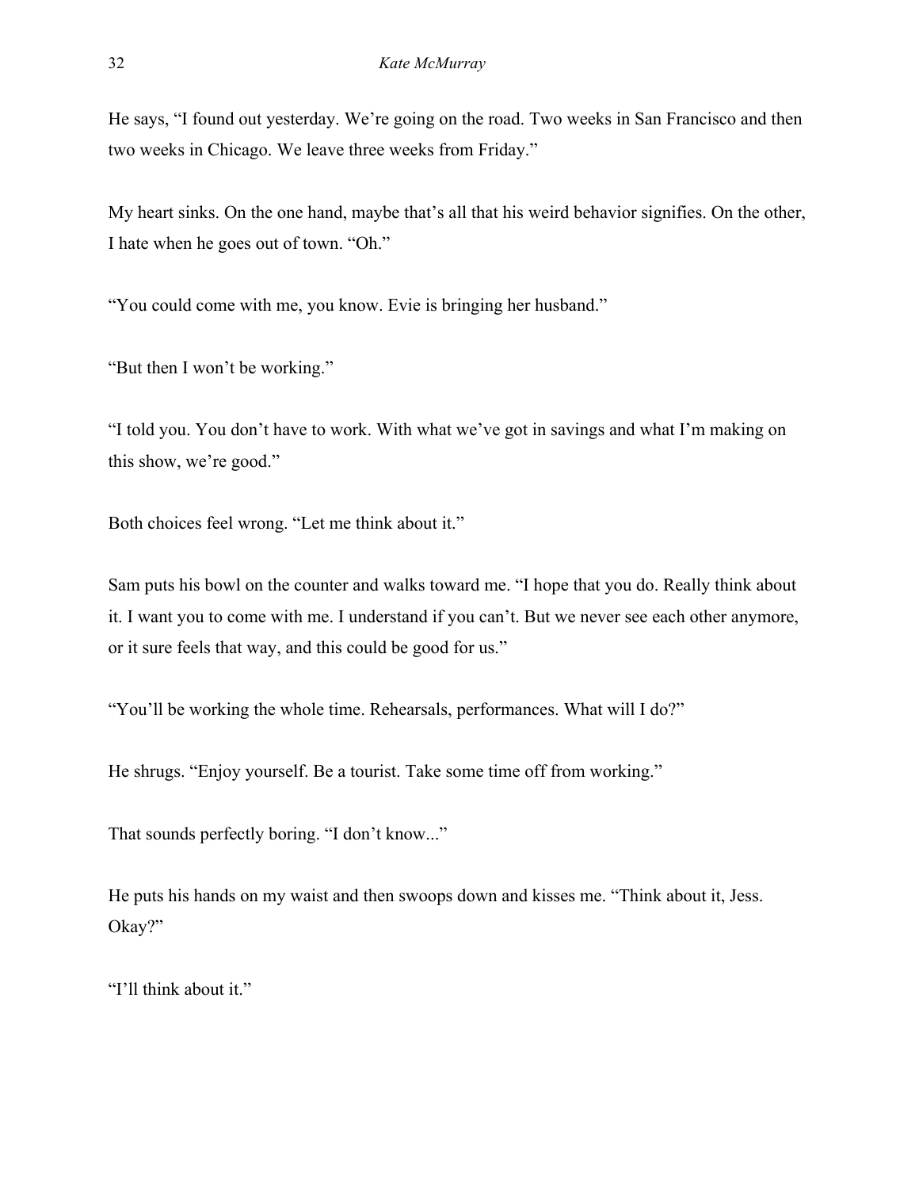He says, "I found out yesterday. We're going on the road. Two weeks in San Francisco and then two weeks in Chicago. We leave three weeks from Friday."

My heart sinks. On the one hand, maybe that's all that his weird behavior signifies. On the other, I hate when he goes out of town. "Oh."

"You could come with me, you know. Evie is bringing her husband."

"But then I won't be working."

"I told you. You don't have to work. With what we've got in savings and what I'm making on this show, we're good."

Both choices feel wrong. "Let me think about it."

Sam puts his bowl on the counter and walks toward me. "I hope that you do. Really think about it. I want you to come with me. I understand if you can't. But we never see each other anymore, or it sure feels that way, and this could be good for us."

"You'll be working the whole time. Rehearsals, performances. What will I do?"

He shrugs. "Enjoy yourself. Be a tourist. Take some time off from working."

That sounds perfectly boring. "I don't know..."

He puts his hands on my waist and then swoops down and kisses me. "Think about it, Jess. Okay?"

"I'll think about it."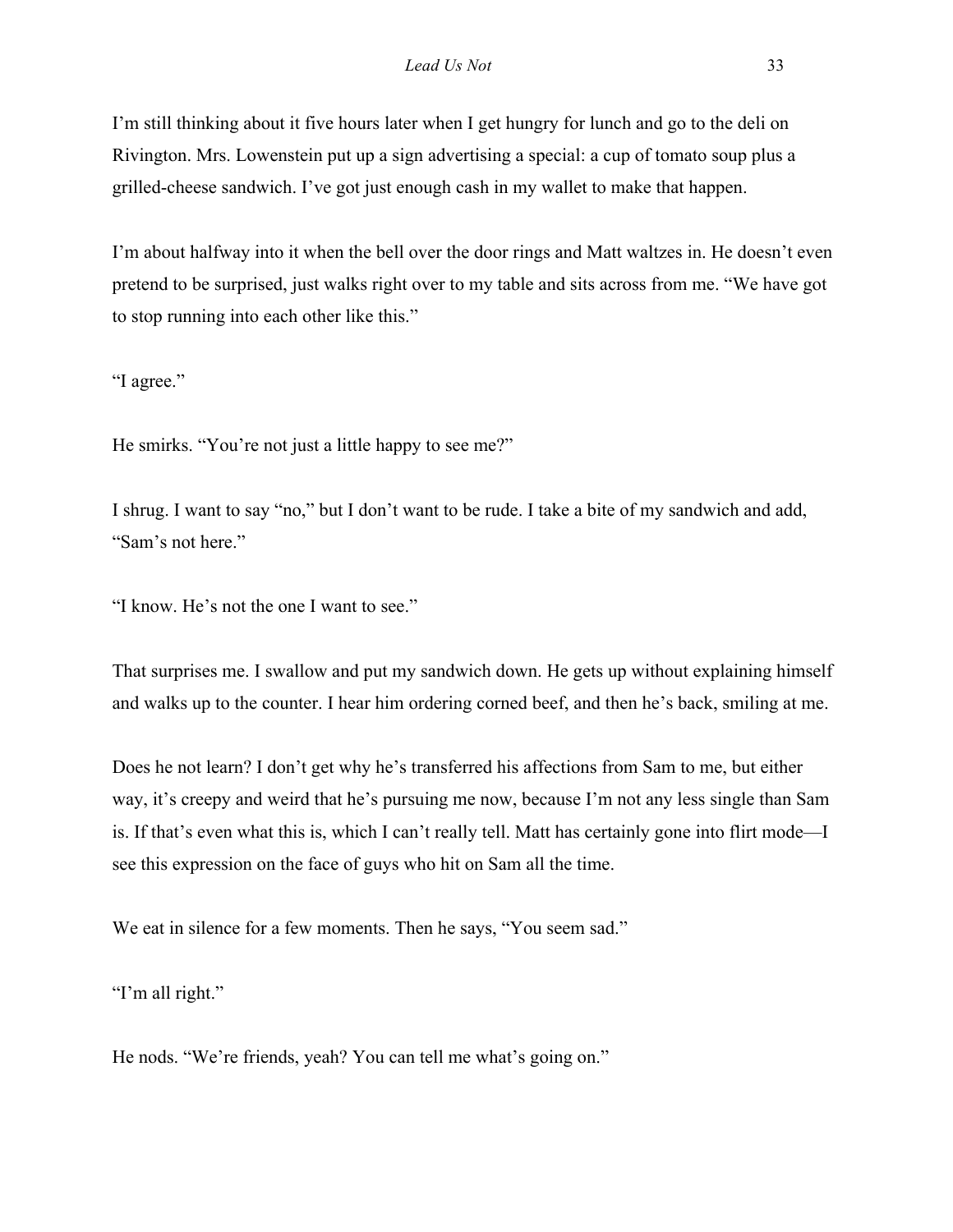I'm still thinking about it five hours later when I get hungry for lunch and go to the deli on Rivington. Mrs. Lowenstein put up a sign advertising a special: a cup of tomato soup plus a grilled-cheese sandwich. I've got just enough cash in my wallet to make that happen.

I'm about halfway into it when the bell over the door rings and Matt waltzes in. He doesn't even pretend to be surprised, just walks right over to my table and sits across from me. "We have got to stop running into each other like this."

"I agree."

He smirks. "You're not just a little happy to see me?"

I shrug. I want to say "no," but I don't want to be rude. I take a bite of my sandwich and add, "Sam's not here."

"I know. He's not the one I want to see."

That surprises me. I swallow and put my sandwich down. He gets up without explaining himself and walks up to the counter. I hear him ordering corned beef, and then he's back, smiling at me.

Does he not learn? I don't get why he's transferred his affections from Sam to me, but either way, it's creepy and weird that he's pursuing me now, because I'm not any less single than Sam is. If that's even what this is, which I can't really tell. Matt has certainly gone into flirt mode—I see this expression on the face of guys who hit on Sam all the time.

We eat in silence for a few moments. Then he says, "You seem sad."

"I'm all right."

He nods. "We're friends, yeah? You can tell me what's going on."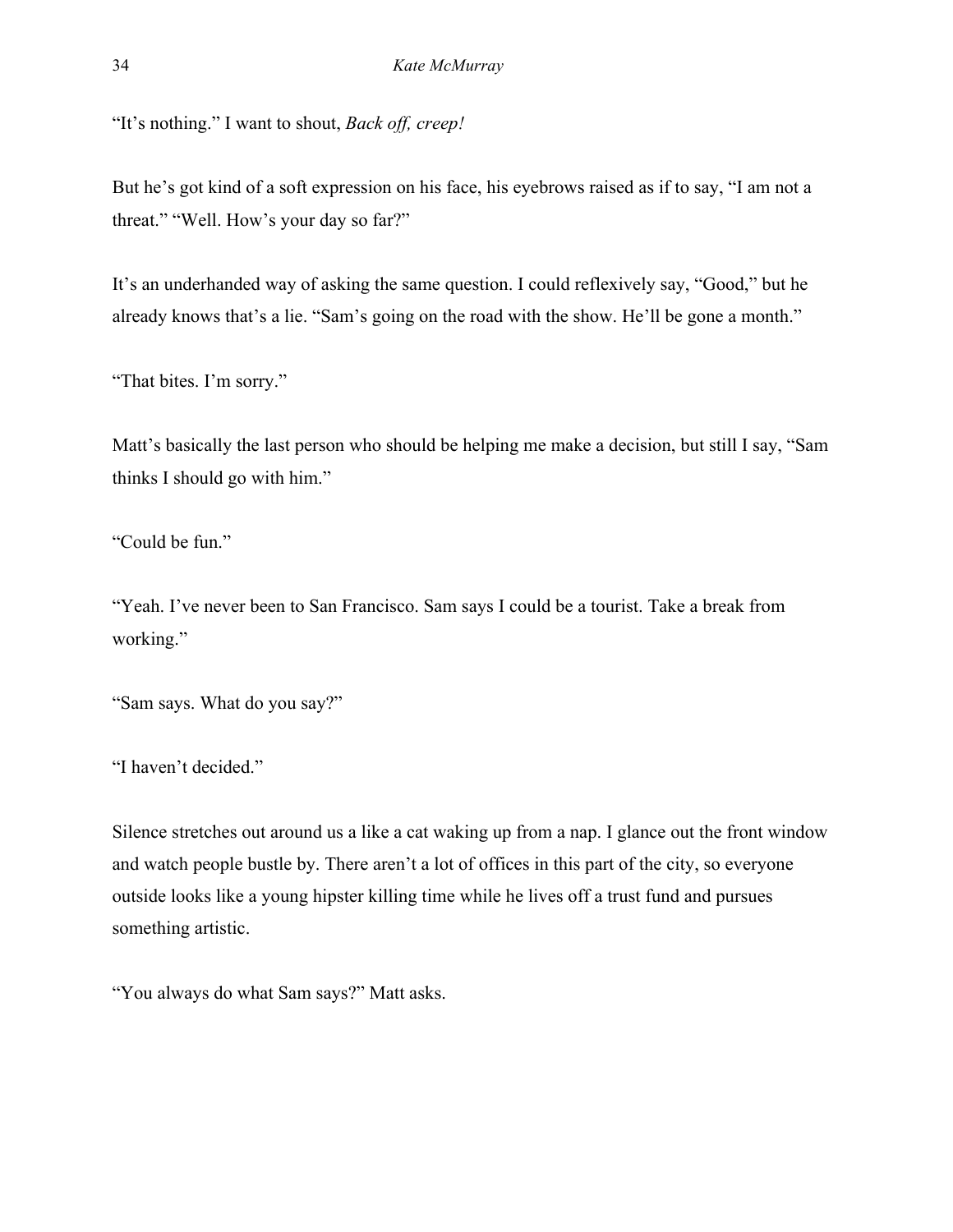"It's nothing." I want to shout, *Back off, creep!*

But he's got kind of a soft expression on his face, his eyebrows raised as if to say, "I am not a threat." "Well. How's your day so far?"

It's an underhanded way of asking the same question. I could reflexively say, "Good," but he already knows that's a lie. "Sam's going on the road with the show. He'll be gone a month."

"That bites. I'm sorry."

Matt's basically the last person who should be helping me make a decision, but still I say, "Sam thinks I should go with him."

"Could be fun."

"Yeah. I've never been to San Francisco. Sam says I could be a tourist. Take a break from working."

"Sam says. What do you say?"

"I haven't decided."

Silence stretches out around us a like a cat waking up from a nap. I glance out the front window and watch people bustle by. There aren't a lot of offices in this part of the city, so everyone outside looks like a young hipster killing time while he lives off a trust fund and pursues something artistic.

"You always do what Sam says?" Matt asks.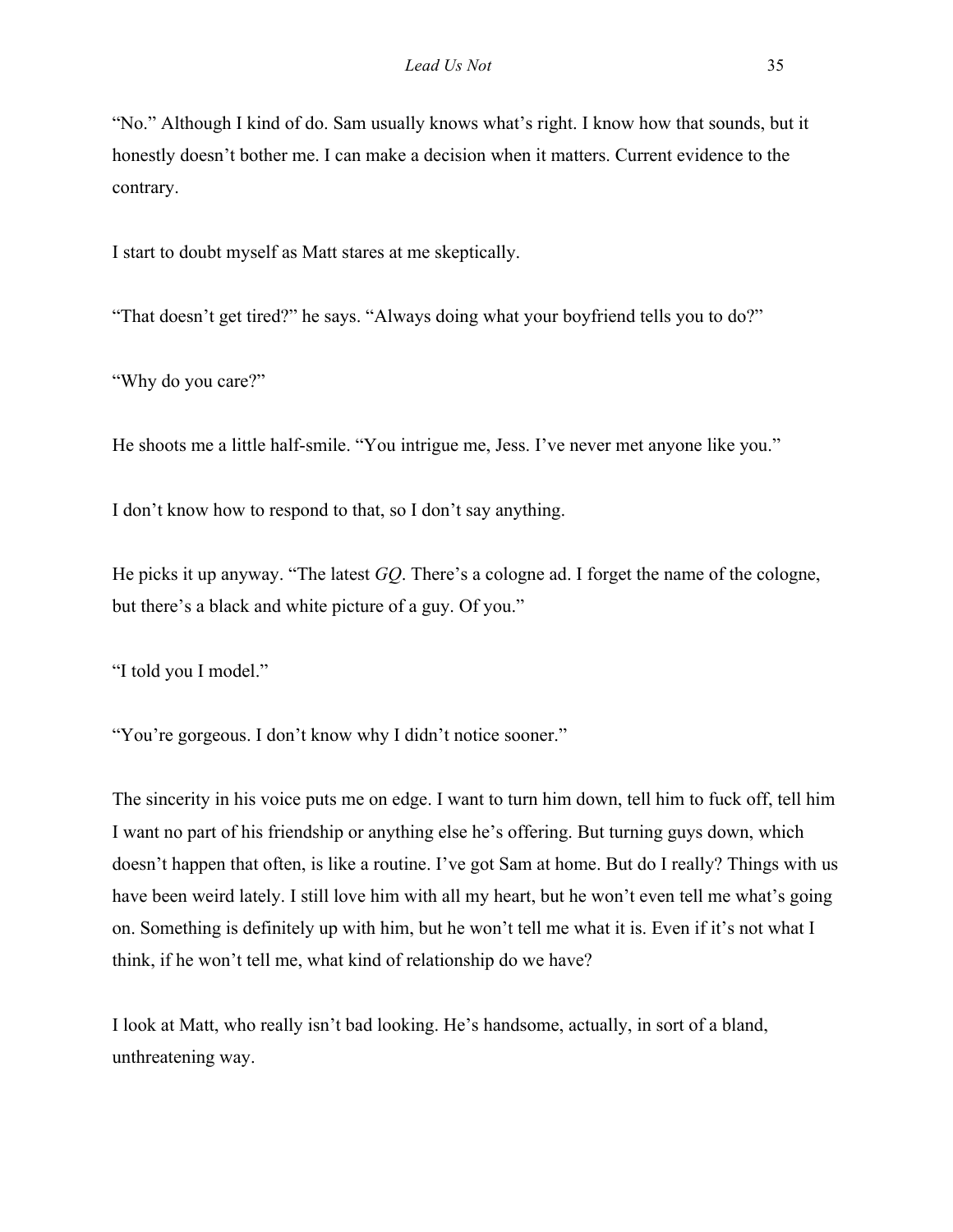"No." Although I kind of do. Sam usually knows what's right. I know how that sounds, but it honestly doesn't bother me. I can make a decision when it matters. Current evidence to the contrary.

I start to doubt myself as Matt stares at me skeptically.

"That doesn't get tired?" he says. "Always doing what your boyfriend tells you to do?"

"Why do you care?"

He shoots me a little half-smile. "You intrigue me, Jess. I've never met anyone like you."

I don't know how to respond to that, so I don't say anything.

He picks it up anyway. "The latest *GQ*. There's a cologne ad. I forget the name of the cologne, but there's a black and white picture of a guy. Of you."

"I told you I model."

"You're gorgeous. I don't know why I didn't notice sooner."

The sincerity in his voice puts me on edge. I want to turn him down, tell him to fuck off, tell him I want no part of his friendship or anything else he's offering. But turning guys down, which doesn't happen that often, is like a routine. I've got Sam at home. But do I really? Things with us have been weird lately. I still love him with all my heart, but he won't even tell me what's going on. Something is definitely up with him, but he won't tell me what it is. Even if it's not what I think, if he won't tell me, what kind of relationship do we have?

I look at Matt, who really isn't bad looking. He's handsome, actually, in sort of a bland, unthreatening way.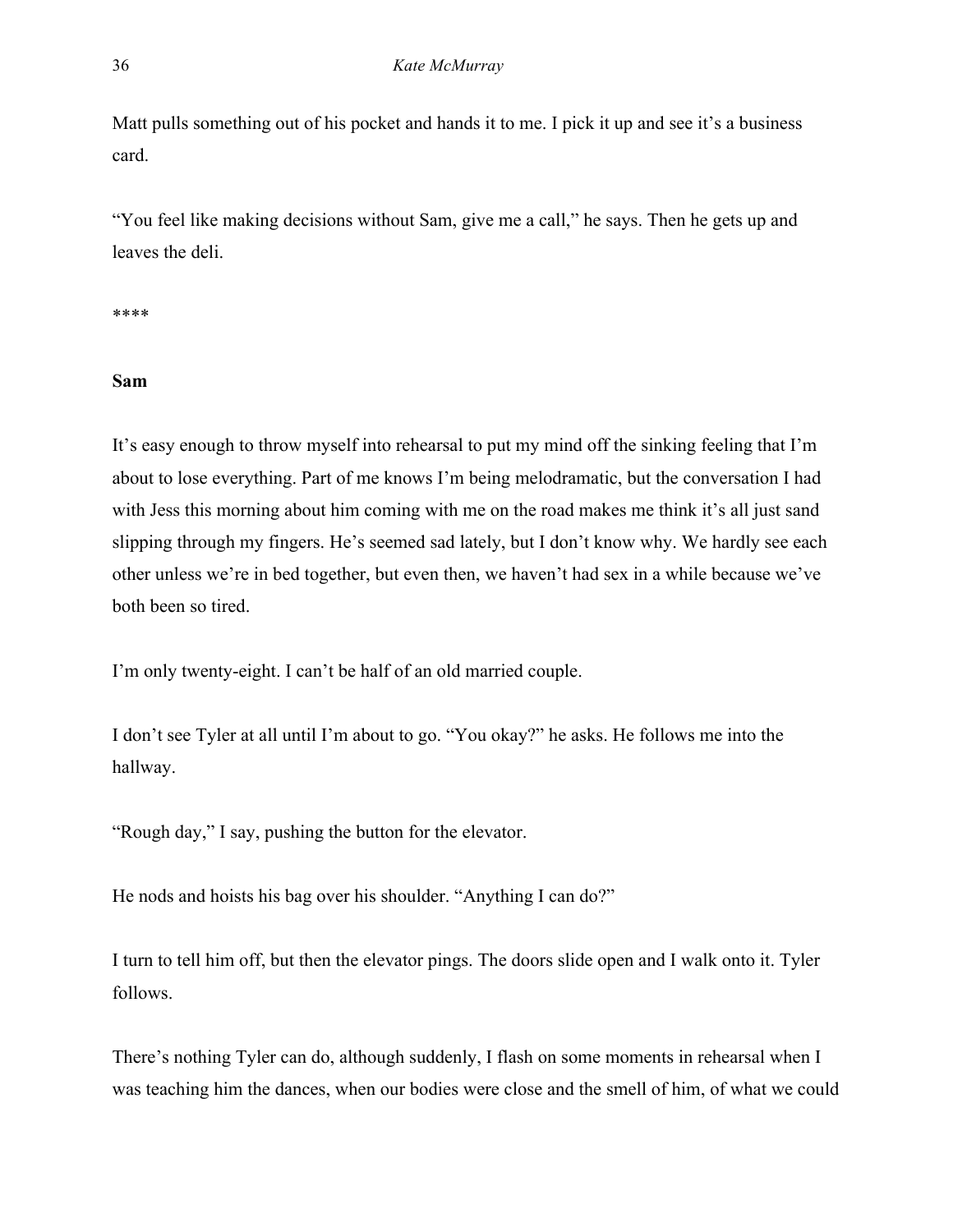Matt pulls something out of his pocket and hands it to me. I pick it up and see it's a business card.

"You feel like making decisions without Sam, give me a call," he says. Then he gets up and leaves the deli.

****

**Sam**

It's easy enough to throw myself into rehearsal to put my mind off the sinking feeling that I'm about to lose everything. Part of me knows I'm being melodramatic, but the conversation I had with Jess this morning about him coming with me on the road makes me think it's all just sand slipping through my fingers. He's seemed sad lately, but I don't know why. We hardly see each other unless we're in bed together, but even then, we haven't had sex in a while because we've both been so tired.

I'm only twenty-eight. I can't be half of an old married couple.

I don't see Tyler at all until I'm about to go. "You okay?" he asks. He follows me into the hallway.

"Rough day," I say, pushing the button for the elevator.

He nods and hoists his bag over his shoulder. "Anything I can do?"

I turn to tell him off, but then the elevator pings. The doors slide open and I walk onto it. Tyler follows.

There's nothing Tyler can do, although suddenly, I flash on some moments in rehearsal when I was teaching him the dances, when our bodies were close and the smell of him, of what we could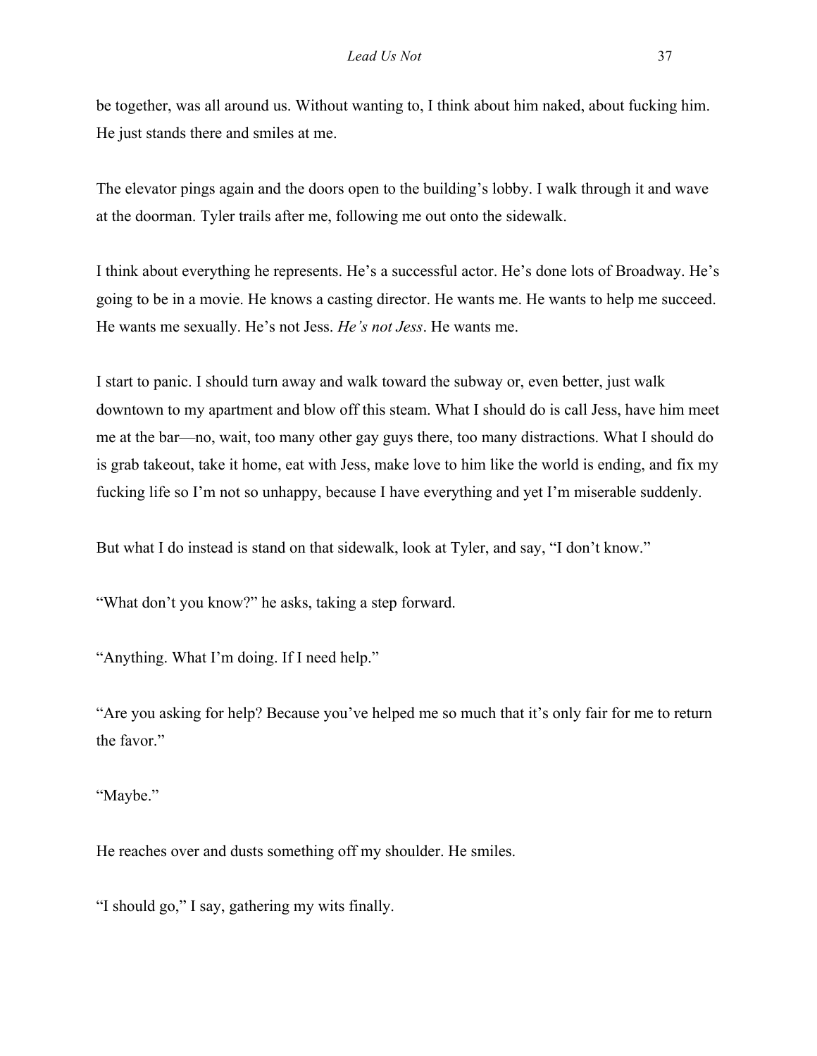be together, was all around us. Without wanting to, I think about him naked, about fucking him. He just stands there and smiles at me.

The elevator pings again and the doors open to the building's lobby. I walk through it and wave at the doorman. Tyler trails after me, following me out onto the sidewalk.

I think about everything he represents. He's a successful actor. He's done lots of Broadway. He's going to be in a movie. He knows a casting director. He wants me. He wants to help me succeed. He wants me sexually. He's not Jess. *He's not Jess*. He wants me.

I start to panic. I should turn away and walk toward the subway or, even better, just walk downtown to my apartment and blow off this steam. What I should do is call Jess, have him meet me at the bar—no, wait, too many other gay guys there, too many distractions. What I should do is grab takeout, take it home, eat with Jess, make love to him like the world is ending, and fix my fucking life so I'm not so unhappy, because I have everything and yet I'm miserable suddenly.

But what I do instead is stand on that sidewalk, look at Tyler, and say, "I don't know."

"What don't you know?" he asks, taking a step forward.

"Anything. What I'm doing. If I need help."

"Are you asking for help? Because you've helped me so much that it's only fair for me to return the favor."

"Maybe."

He reaches over and dusts something off my shoulder. He smiles.

"I should go," I say, gathering my wits finally.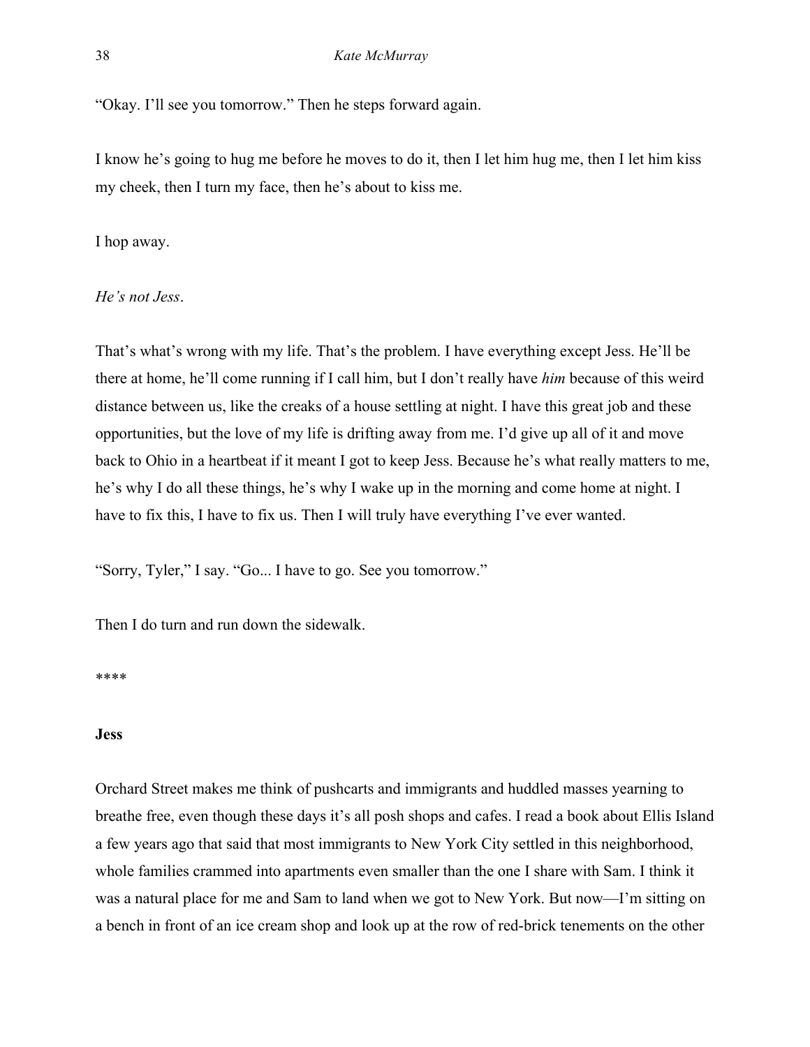"Okay. I'll see you tomorrow." Then he steps forward again.

I know he's going to hug me before he moves to do it, then I let him hug me, then I let him kiss my cheek, then I turn my face, then he's about to kiss me.

I hop away.

*He's not Jess*.

That's what's wrong with my life. That's the problem. I have everything except Jess. He'll be there at home, he'll come running if I call him, but I don't really have *him* because of this weird distance between us, like the creaks of a house settling at night. I have this great job and these opportunities, but the love of my life is drifting away from me. I'd give up all of it and move back to Ohio in a heartbeat if it meant I got to keep Jess. Because he's what really matters to me, he's why I do all these things, he's why I wake up in the morning and come home at night. I have to fix this, I have to fix us. Then I will truly have everything I've ever wanted.

"Sorry, Tyler," I say. "Go... I have to go. See you tomorrow."

Then I do turn and run down the sidewalk.

****

**Jess**

Orchard Street makes me think of pushcarts and immigrants and huddled masses yearning to breathe free, even though these days it's all posh shops and cafes. I read a book about Ellis Island a few years ago that said that most immigrants to New York City settled in this neighborhood, whole families crammed into apartments even smaller than the one I share with Sam. I think it was a natural place for me and Sam to land when we got to New York. But now—I'm sitting on a bench in front of an ice cream shop and look up at the row of red-brick tenements on the other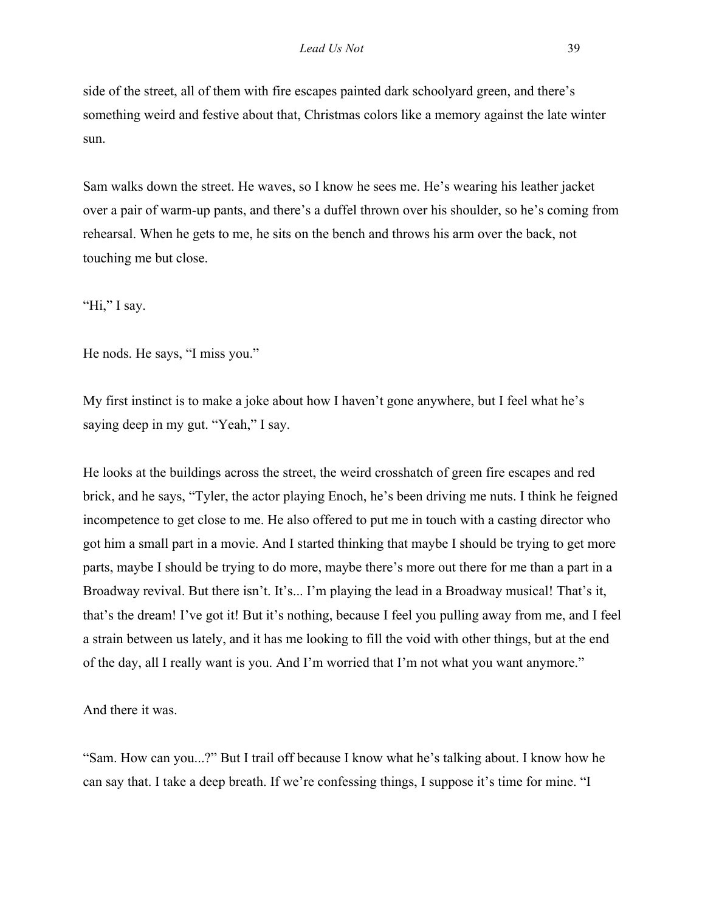side of the street, all of them with fire escapes painted dark schoolyard green, and there's something weird and festive about that, Christmas colors like a memory against the late winter sun.

Sam walks down the street. He waves, so I know he sees me. He's wearing his leather jacket over a pair of warm-up pants, and there's a duffel thrown over his shoulder, so he's coming from rehearsal. When he gets to me, he sits on the bench and throws his arm over the back, not touching me but close.

"Hi," I say.

He nods. He says, "I miss you."

My first instinct is to make a joke about how I haven't gone anywhere, but I feel what he's saying deep in my gut. "Yeah," I say.

He looks at the buildings across the street, the weird crosshatch of green fire escapes and red brick, and he says, "Tyler, the actor playing Enoch, he's been driving me nuts. I think he feigned incompetence to get close to me. He also offered to put me in touch with a casting director who got him a small part in a movie. And I started thinking that maybe I should be trying to get more parts, maybe I should be trying to do more, maybe there's more out there for me than a part in a Broadway revival. But there isn't. It's... I'm playing the lead in a Broadway musical! That's it, that's the dream! I've got it! But it's nothing, because I feel you pulling away from me, and I feel a strain between us lately, and it has me looking to fill the void with other things, but at the end of the day, all I really want is you. And I'm worried that I'm not what you want anymore."

And there it was.

"Sam. How can you...?" But I trail off because I know what he's talking about. I know how he can say that. I take a deep breath. If we're confessing things, I suppose it's time for mine. "I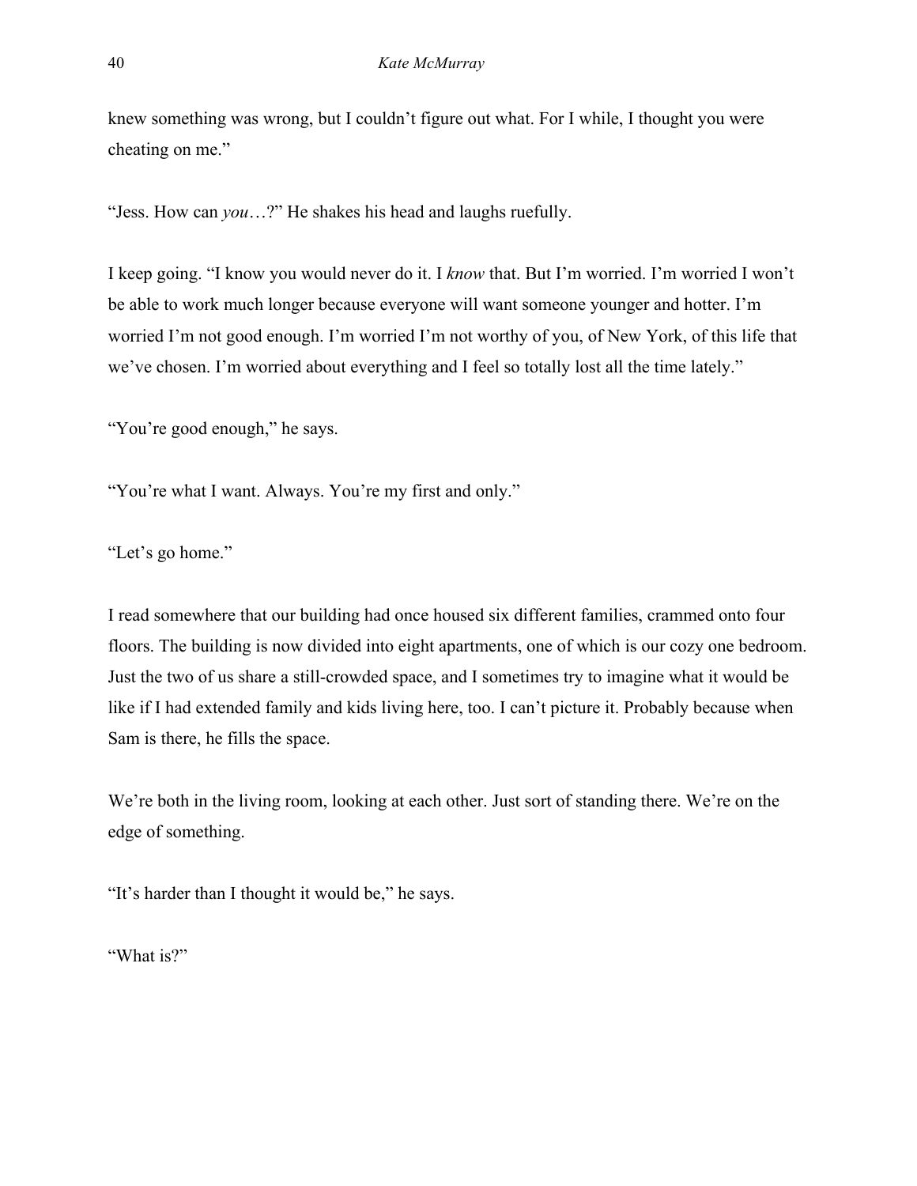knew something was wrong, but I couldn't figure out what. For I while, I thought you were cheating on me."

"Jess. How can *you*…?" He shakes his head and laughs ruefully.

I keep going. "I know you would never do it. I *know* that. But I'm worried. I'm worried I won't be able to work much longer because everyone will want someone younger and hotter. I'm worried I'm not good enough. I'm worried I'm not worthy of you, of New York, of this life that we've chosen. I'm worried about everything and I feel so totally lost all the time lately."

"You're good enough," he says.

"You're what I want. Always. You're my first and only."

"Let's go home."

I read somewhere that our building had once housed six different families, crammed onto four floors. The building is now divided into eight apartments, one of which is our cozy one bedroom. Just the two of us share a still-crowded space, and I sometimes try to imagine what it would be like if I had extended family and kids living here, too. I can't picture it. Probably because when Sam is there, he fills the space.

We're both in the living room, looking at each other. Just sort of standing there. We're on the edge of something.

"It's harder than I thought it would be," he says.

"What is?"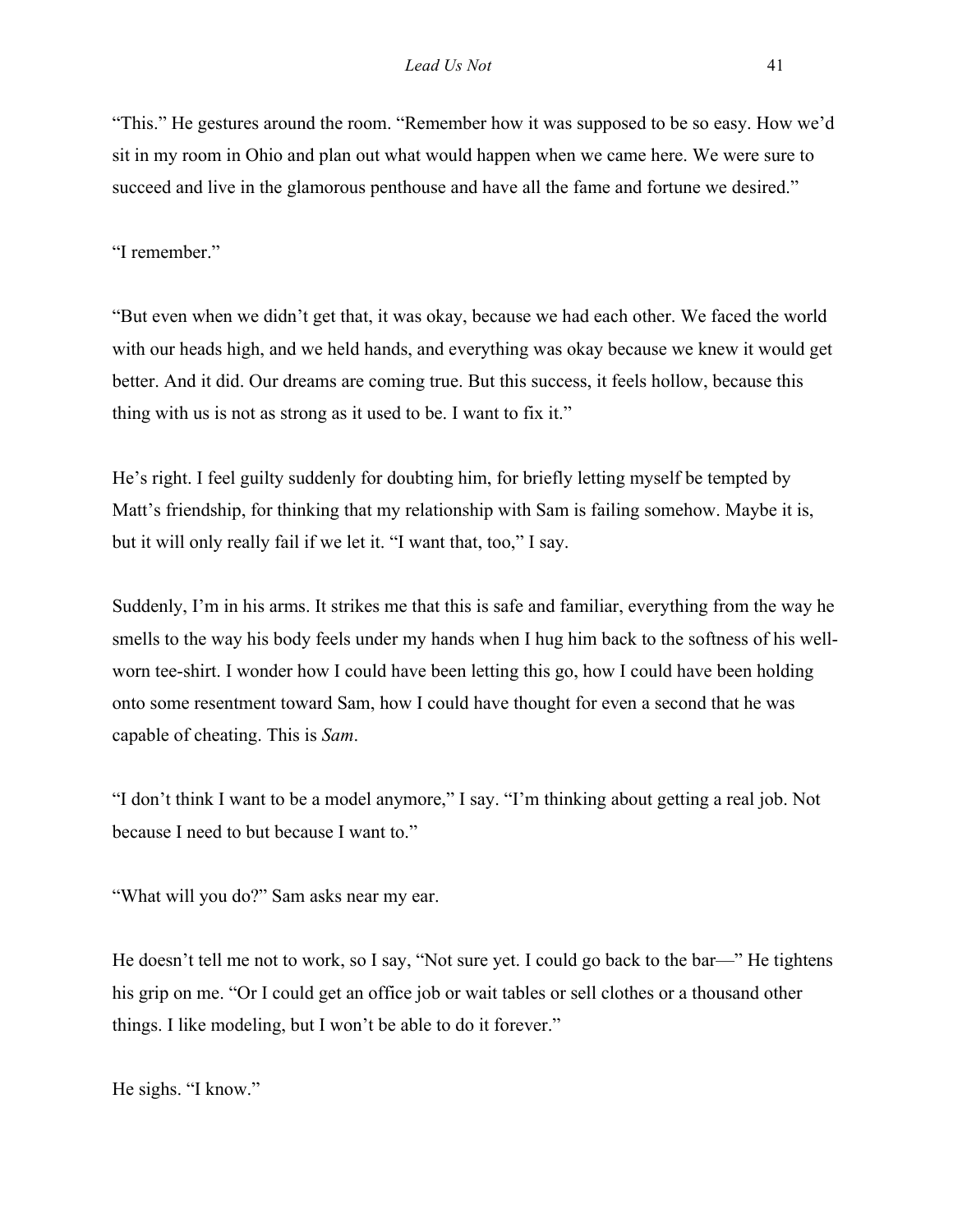"This." He gestures around the room. "Remember how it was supposed to be so easy. How we'd sit in my room in Ohio and plan out what would happen when we came here. We were sure to succeed and live in the glamorous penthouse and have all the fame and fortune we desired."

"I remember."

"But even when we didn't get that, it was okay, because we had each other. We faced the world with our heads high, and we held hands, and everything was okay because we knew it would get better. And it did. Our dreams are coming true. But this success, it feels hollow, because this thing with us is not as strong as it used to be. I want to fix it."

He's right. I feel guilty suddenly for doubting him, for briefly letting myself be tempted by Matt's friendship, for thinking that my relationship with Sam is failing somehow. Maybe it is, but it will only really fail if we let it. "I want that, too," I say.

Suddenly, I'm in his arms. It strikes me that this is safe and familiar, everything from the way he smells to the way his body feels under my hands when I hug him back to the softness of his well-worn tee-shirt. I wonder how I could have been letting this go, how I could have been holding onto some resentment toward Sam, how I could have thought for even a second that he was capable of cheating. This is *Sam*.

"I don't think I want to be a model anymore," I say. "I'm thinking about getting a real job. Not because I need to but because I want to."

"What will you do?" Sam asks near my ear.

He doesn't tell me not to work, so I say, "Not sure yet. I could go back to the bar—" He tightens his grip on me. "Or I could get an office job or wait tables or sell clothes or a thousand other things. I like modeling, but I won't be able to do it forever."

He sighs. "I know."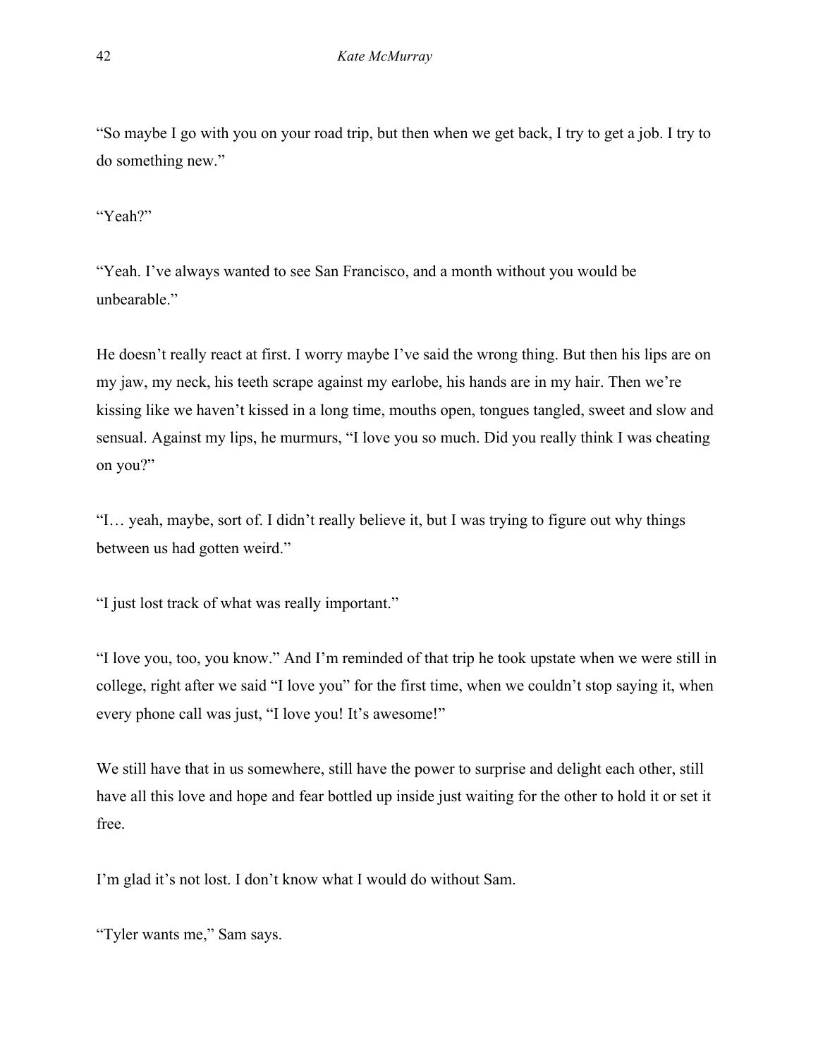"So maybe I go with you on your road trip, but then when we get back, I try to get a job. I try to do something new."

"Yeah?"

"Yeah. I've always wanted to see San Francisco, and a month without you would be unbearable."

He doesn't really react at first. I worry maybe I've said the wrong thing. But then his lips are on my jaw, my neck, his teeth scrape against my earlobe, his hands are in my hair. Then we're kissing like we haven't kissed in a long time, mouths open, tongues tangled, sweet and slow and sensual. Against my lips, he murmurs, "I love you so much. Did you really think I was cheating on you?"

"I… yeah, maybe, sort of. I didn't really believe it, but I was trying to figure out why things between us had gotten weird."

"I just lost track of what was really important."

"I love you, too, you know." And I'm reminded of that trip he took upstate when we were still in college, right after we said "I love you" for the first time, when we couldn't stop saying it, when every phone call was just, "I love you! It's awesome!"

We still have that in us somewhere, still have the power to surprise and delight each other, still have all this love and hope and fear bottled up inside just waiting for the other to hold it or set it free.

I'm glad it's not lost. I don't know what I would do without Sam.

"Tyler wants me," Sam says.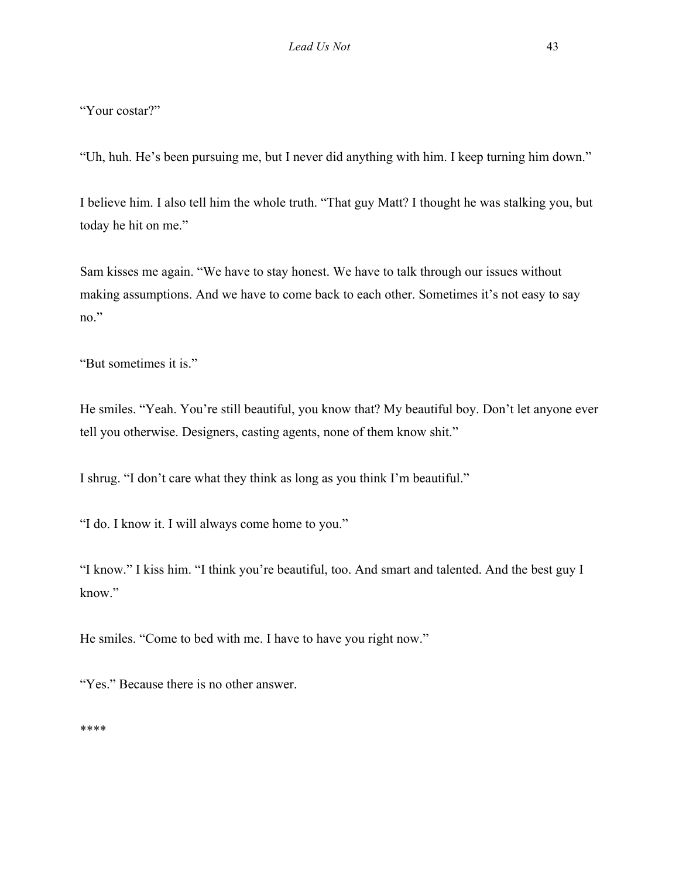"Your costar?"

"Uh, huh. He's been pursuing me, but I never did anything with him. I keep turning him down."

I believe him. I also tell him the whole truth. "That guy Matt? I thought he was stalking you, but today he hit on me."

Sam kisses me again. "We have to stay honest. We have to talk through our issues without making assumptions. And we have to come back to each other. Sometimes it's not easy to say no."

"But sometimes it is."

He smiles. "Yeah. You're still beautiful, you know that? My beautiful boy. Don't let anyone ever tell you otherwise. Designers, casting agents, none of them know shit."

I shrug. "I don't care what they think as long as you think I'm beautiful."

"I do. I know it. I will always come home to you."

"I know." I kiss him. "I think you're beautiful, too. And smart and talented. And the best guy I know."

He smiles. "Come to bed with me. I have to have you right now."

"Yes." Because there is no other answer.

****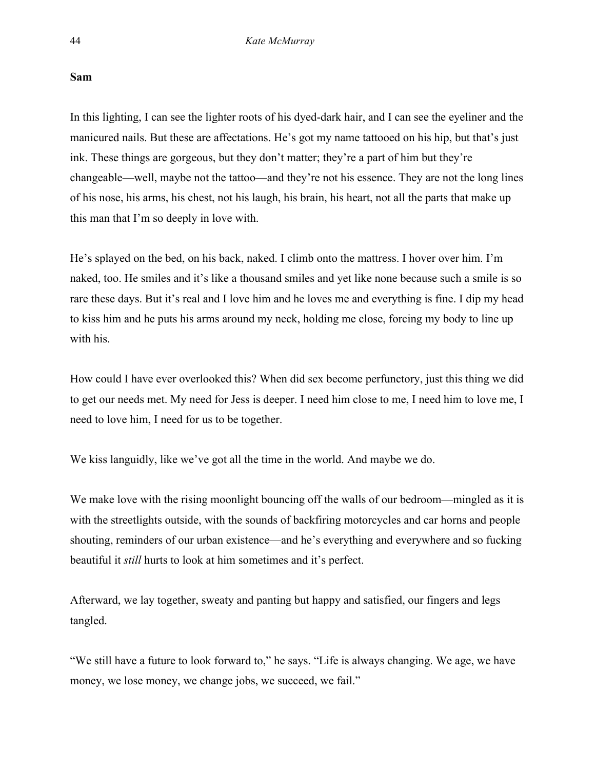**Sam**

In this lighting, I can see the lighter roots of his dyed-dark hair, and I can see the eyeliner and the manicured nails. But these are affectations. He's got my name tattooed on his hip, but that's just ink. These things are gorgeous, but they don't matter; they're a part of him but they're changeable—well, maybe not the tattoo—and they're not his essence. They are not the long lines of his nose, his arms, his chest, not his laugh, his brain, his heart, not all the parts that make up this man that I'm so deeply in love with.

He's splayed on the bed, on his back, naked. I climb onto the mattress. I hover over him. I'm naked, too. He smiles and it's like a thousand smiles and yet like none because such a smile is so rare these days. But it's real and I love him and he loves me and everything is fine. I dip my head to kiss him and he puts his arms around my neck, holding me close, forcing my body to line up with his.

How could I have ever overlooked this? When did sex become perfunctory, just this thing we did to get our needs met. My need for Jess is deeper. I need him close to me, I need him to love me, I need to love him, I need for us to be together.

We kiss languidly, like we've got all the time in the world. And maybe we do.

We make love with the rising moonlight bouncing off the walls of our bedroom—mingled as it is with the streetlights outside, with the sounds of backfiring motorcycles and car horns and people shouting, reminders of our urban existence—and he's everything and everywhere and so fucking beautiful it *still* hurts to look at him sometimes and it's perfect.

Afterward, we lay together, sweaty and panting but happy and satisfied, our fingers and legs tangled.

"We still have a future to look forward to," he says. "Life is always changing. We age, we have money, we lose money, we change jobs, we succeed, we fail."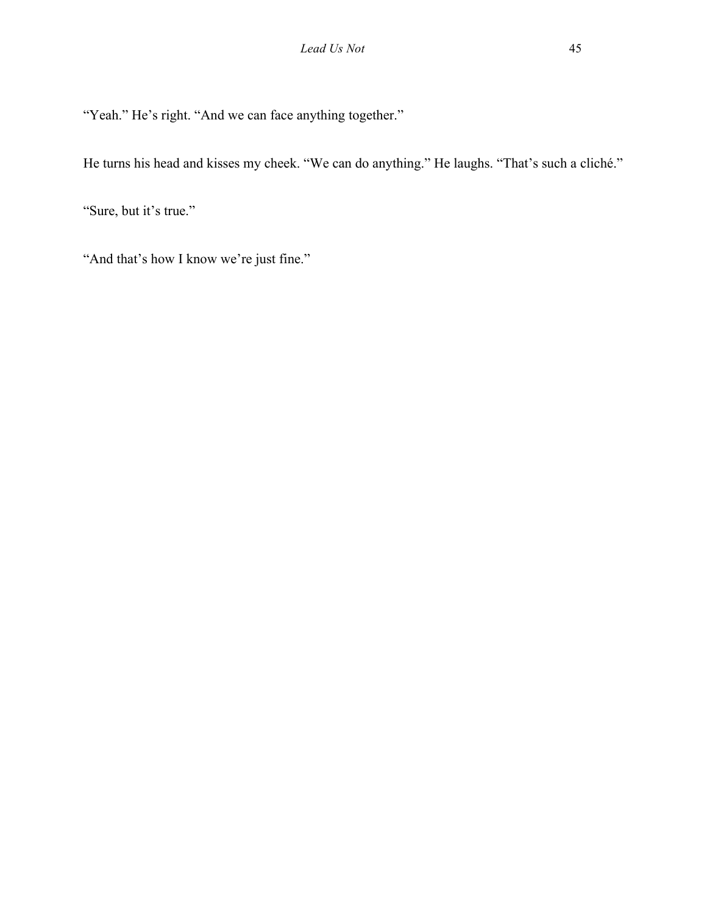“Yeah.” He’s right. “And we can face anything together.”

He turns his head and kisses my cheek. “We can do anything.” He laughs. “That’s such a cliché.”

“Sure, but it’s true.”

“And that’s how I know we’re just fine.”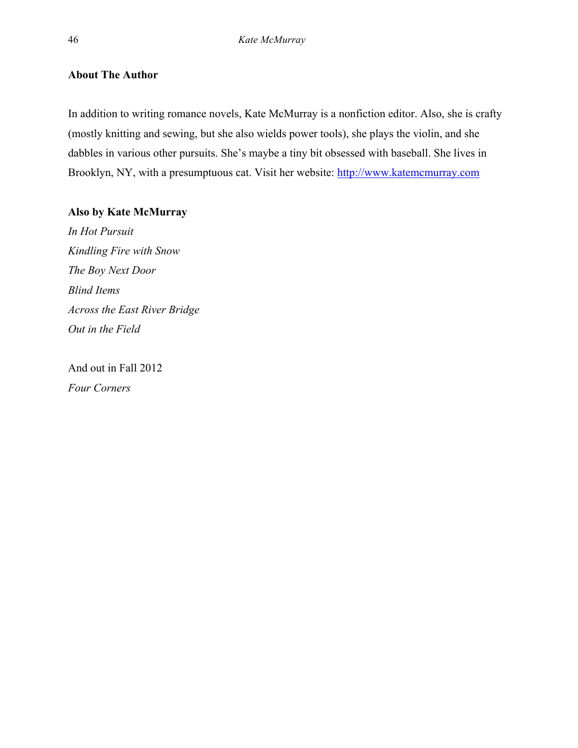**About The Author**

In addition to writing romance novels, Kate McMurray is a nonfiction editor. Also, she is crafty (mostly knitting and sewing, but she also wields power tools), she plays the violin, and she dabbles in various other pursuits. She's maybe a tiny bit obsessed with baseball. She lives in Brooklyn, NY, with a presumptuous cat. Visit her website: http://www.katemcmurray.com

**Also by Kate McMurray**

*In Hot Pursuit*
*Kindling Fire with Snow*
*The Boy Next Door*
*Blind Items*
*Across the East River Bridge*
*Out in the Field*

And out in Fall 2012
*Four Corners*